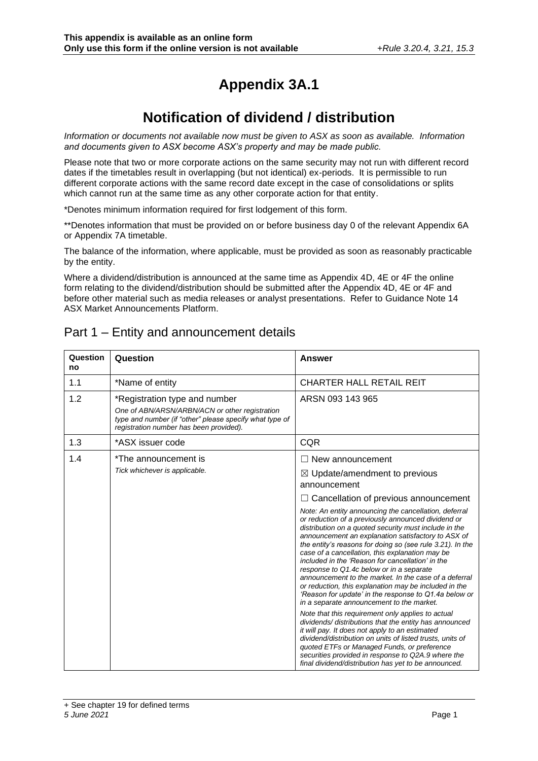**This appendix is available as an online form**
**Only use this form if the online version is not available** *+Rule 3.20.4, 3.21, 15.3*

# Appendix 3A.1

# Notification of dividend / distribution

*Information or documents not available now must be given to ASX as soon as available. Information and documents given to ASX become ASX's property and may be made public.*

Please note that two or more corporate actions on the same security may not run with different record dates if the timetables result in overlapping (but not identical) ex-periods. It is permissible to run different corporate actions with the same record date except in the case of consolidations or splits which cannot run at the same time as any other corporate action for that entity.

*Denotes minimum information required for first lodgement of this form.

**Denotes information that must be provided on or before business day 0 of the relevant Appendix 6A or Appendix 7A timetable.

The balance of the information, where applicable, must be provided as soon as reasonably practicable by the entity.

Where a dividend/distribution is announced at the same time as Appendix 4D, 4E or 4F the online form relating to the dividend/distribution should be submitted after the Appendix 4D, 4E or 4F and before other material such as media releases or analyst presentations. Refer to Guidance Note 14 ASX Market Announcements Platform.

## Part 1 – Entity and announcement details

| Question no | Question | Answer |
|---|---|---|
| 1.1 | *Name of entity | CHARTER HALL RETAIL REIT |
| 1.2 | *Registration type and number<br>*One of ABN/ARSN/ARBN/ACN or other registration type and number (if "other" please specify what type of registration number has been provided).* | ARSN 093 143 965 |
| 1.3 | *ASX issuer code | CQR |
| 1.4 | *The announcement is<br>*Tick whichever is applicable.* | ☐ New announcement<br>☒ Update/amendment to previous announcement<br>☐ Cancellation of previous announcement<br>*Note: An entity announcing the cancellation, deferral or reduction of a previously announced dividend or distribution on a quoted security must include in the announcement an explanation satisfactory to ASX of the entity's reasons for doing so (see rule 3.21). In the case of a cancellation, this explanation may be included in the 'Reason for cancellation' in the response to Q1.4c below or in a separate announcement to the market. In the case of a deferral or reduction, this explanation may be included in the 'Reason for update' in the response to Q1.4a below or in a separate announcement to the market.*<br>*Note that this requirement only applies to actual dividends/ distributions that the entity has announced it will pay. It does not apply to an estimated dividend/distribution on units of listed trusts, units of quoted ETFs or Managed Funds, or preference securities provided in response to Q2A.9 where the final dividend/distribution has yet to be announced.* |

+ See chapter 19 for defined terms
*5 June 2021*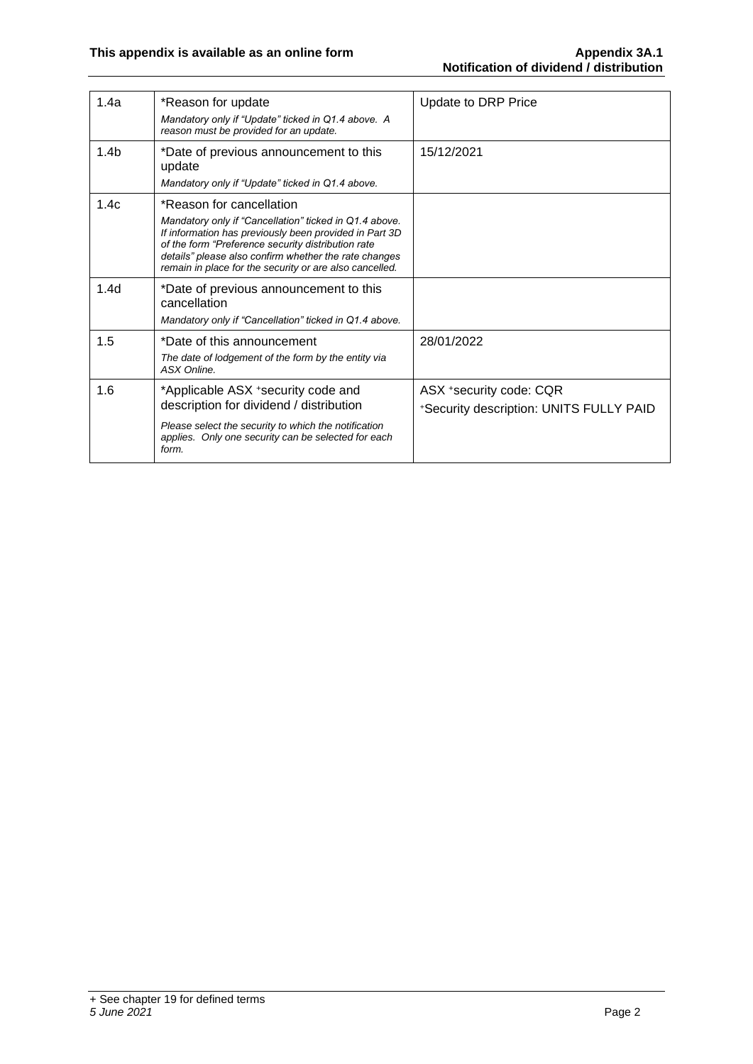| | | |
|---|---|---|
| 1.4a | *Reason for update<br>*Mandatory only if "Update" ticked in Q1.4 above. A reason must be provided for an update.* | Update to DRP Price |
| 1.4b | *Date of previous announcement to this update<br>*Mandatory only if "Update" ticked in Q1.4 above.* | 15/12/2021 |
| 1.4c | *Reason for cancellation<br>*Mandatory only if "Cancellation" ticked in Q1.4 above. If information has previously been provided in Part 3D of the form "Preference security distribution rate details" please also confirm whether the rate changes remain in place for the security or are also cancelled.* | |
| 1.4d | *Date of previous announcement to this cancellation<br>*Mandatory only if "Cancellation" ticked in Q1.4 above.* | |
| 1.5 | *Date of this announcement<br>*The date of lodgement of the form by the entity via ASX Online.* | 28/01/2022 |
| 1.6 | *Applicable ASX +security code and description for dividend / distribution<br>*Please select the security to which the notification applies. Only one security can be selected for each form.* | ASX +security code: CQR<br>+Security description: UNITS FULLY PAID |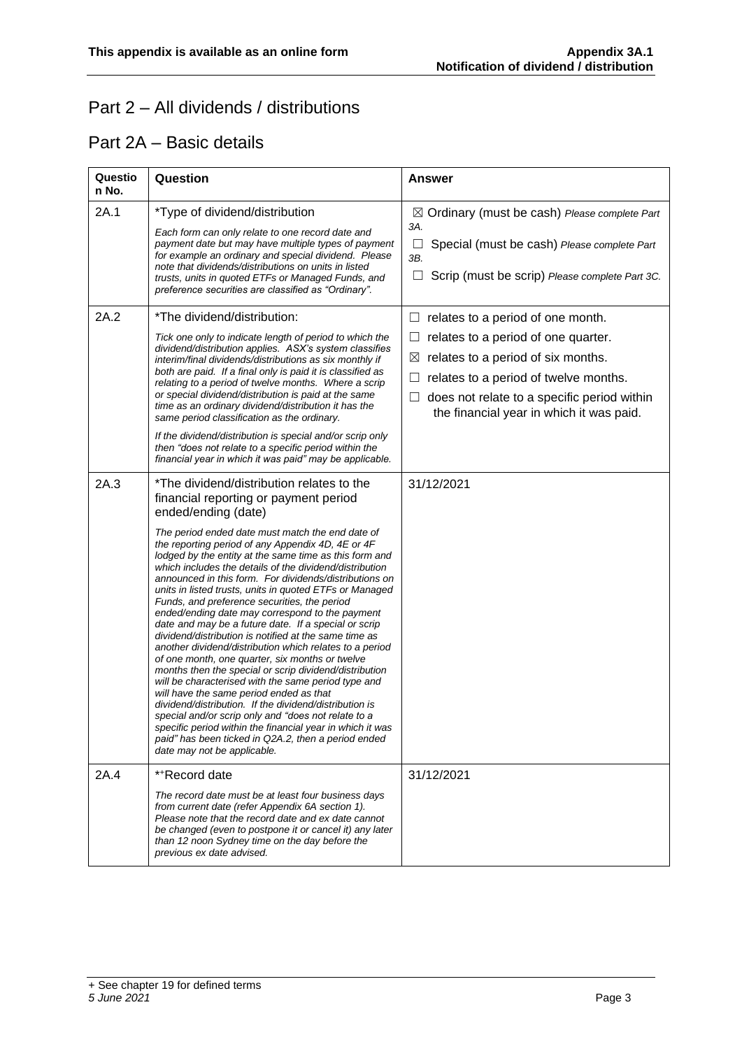# Part 2 – All dividends / distributions

## Part 2A – Basic details

| Question No. | Question | Answer |
|---|---|---|
| 2A.1 | *Type of dividend/distribution<br><br>*Each form can only relate to one record date and payment date but may have multiple types of payment for example an ordinary and special dividend. Please note that dividends/distributions on units in listed trusts, units in quoted ETFs or Managed Funds, and preference securities are classified as "Ordinary".* | ☒ Ordinary (must be cash) *Please complete Part 3A.*<br>☐ Special (must be cash) *Please complete Part 3B.*<br>☐ Scrip (must be scrip) *Please complete Part 3C.* |
| 2A.2 | *The dividend/distribution:<br><br>*Tick one only to indicate length of period to which the dividend/distribution applies. ASX's system classifies interim/final dividends/distributions as six monthly if both are paid. If a final only is paid it is classified as relating to a period of twelve months. Where a scrip or special dividend/distribution is paid at the same time as an ordinary dividend/distribution it has the same period classification as the ordinary.*<br><br>*If the dividend/distribution is special and/or scrip only then "does not relate to a specific period within the financial year in which it was paid" may be applicable.* | ☐ relates to a period of one month.<br>☐ relates to a period of one quarter.<br>☒ relates to a period of six months.<br>☐ relates to a period of twelve months.<br>☐ does not relate to a specific period within the financial year in which it was paid. |
| 2A.3 | *The dividend/distribution relates to the financial reporting or payment period ended/ending (date)<br><br>*The period ended date must match the end date of the reporting period of any Appendix 4D, 4E or 4F lodged by the entity at the same time as this form and which includes the details of the dividend/distribution announced in this form. For dividends/distributions on units in listed trusts, units in quoted ETFs or Managed Funds, and preference securities, the period ended/ending date may correspond to the payment date and may be a future date. If a special or scrip dividend/distribution is notified at the same time as another dividend/distribution which relates to a period of one month, one quarter, six months or twelve months then the special or scrip dividend/distribution will be characterised with the same period type and will have the same period ended as that dividend/distribution. If the dividend/distribution is special and/or scrip only and "does not relate to a specific period within the financial year in which it was paid" has been ticked in Q2A.2, then a period ended date may not be applicable.* | 31/12/2021 |
| 2A.4 | *+Record date<br><br>*The record date must be at least four business days from current date (refer Appendix 6A section 1). Please note that the record date and ex date cannot be changed (even to postpone it or cancel it) any later than 12 noon Sydney time on the day before the previous ex date advised.* | 31/12/2021 |

+ See chapter 19 for defined terms

*5 June 2021*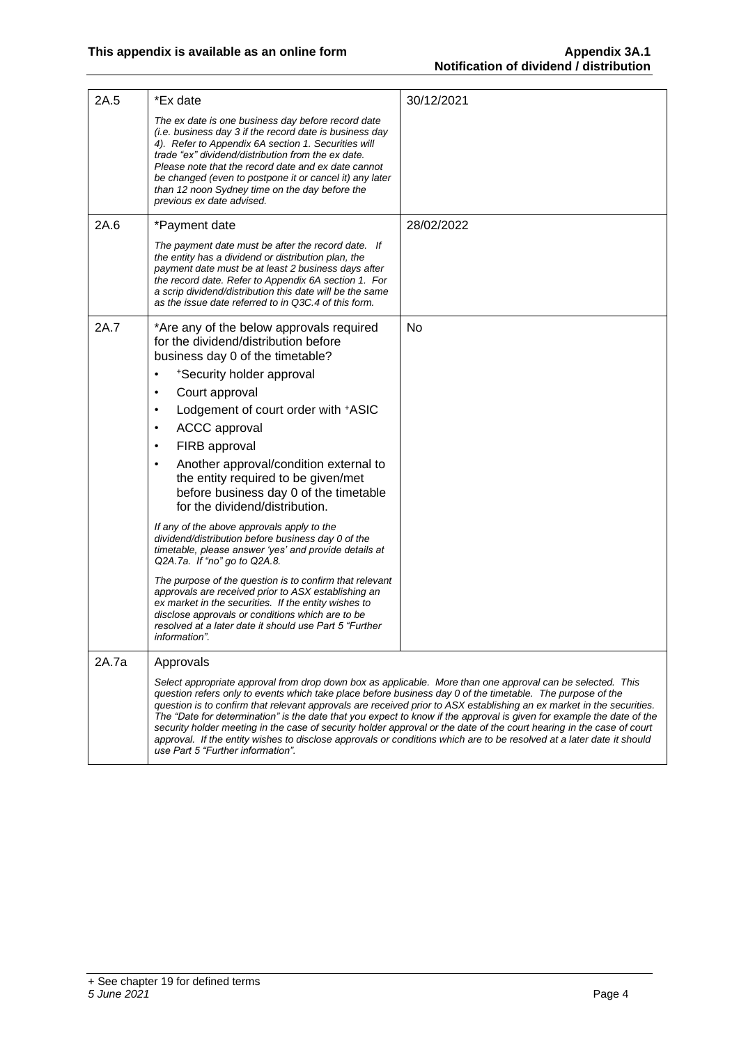| 2A.5 | *Ex date<br><br>*The ex date is one business day before record date (i.e. business day 3 if the record date is business day 4). Refer to Appendix 6A section 1. Securities will trade "ex" dividend/distribution from the ex date. Please note that the record date and ex date cannot be changed (even to postpone it or cancel it) any later than 12 noon Sydney time on the day before the previous ex date advised.* | 30/12/2021 |
|---|---|---|
| 2A.6 | *Payment date<br><br>*The payment date must be after the record date. If the entity has a dividend or distribution plan, the payment date must be at least 2 business days after the record date. Refer to Appendix 6A section 1. For a scrip dividend/distribution this date will be the same as the issue date referred to in Q3C.4 of this form.* | 28/02/2022 |
| 2A.7 | *Are any of the below approvals required for the dividend/distribution before business day 0 of the timetable?<br><br>• +Security holder approval<br>• Court approval<br>• Lodgement of court order with +ASIC<br>• ACCC approval<br>• FIRB approval<br>• Another approval/condition external to the entity required to be given/met before business day 0 of the timetable for the dividend/distribution.<br><br>*If any of the above approvals apply to the dividend/distribution before business day 0 of the timetable, please answer 'yes' and provide details at Q2A.7a. If "no" go to Q2A.8.*<br><br>*The purpose of the question is to confirm that relevant approvals are received prior to ASX establishing an ex market in the securities. If the entity wishes to disclose approvals or conditions which are to be resolved at a later date it should use Part 5 "Further information".* | No |
| 2A.7a | Approvals<br><br>*Select appropriate approval from drop down box as applicable. More than one approval can be selected. This question refers only to events which take place before business day 0 of the timetable. The purpose of the question is to confirm that relevant approvals are received prior to ASX establishing an ex market in the securities. The "Date for determination" is the date that you expect to know if the approval is given for example the date of the security holder meeting in the case of security holder approval or the date of the court hearing in the case of court approval. If the entity wishes to disclose approvals or conditions which are to be resolved at a later date it should use Part 5 "Further information".* | |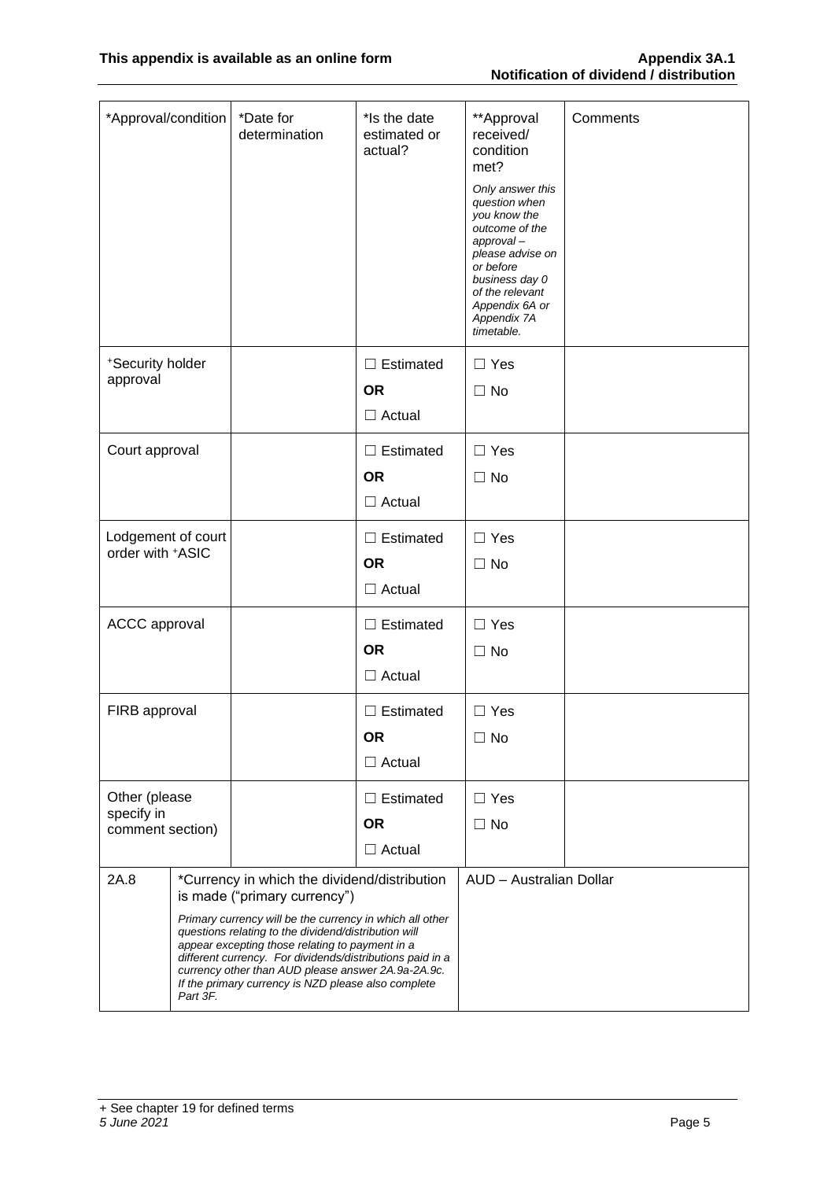| *Approval/condition | *Date for determination | *Is the date estimated or actual? | **Approval received/ condition met?<br>*Only answer this question when you know the outcome of the approval – please advise on or before business day 0 of the relevant Appendix 6A or Appendix 7A timetable.* | Comments |
|---|---|---|---|---|
| +Security holder approval | | ☐ Estimated<br>**OR**<br>☐ Actual | ☐ Yes<br>☐ No | |
| Court approval | | ☐ Estimated<br>**OR**<br>☐ Actual | ☐ Yes<br>☐ No | |
| Lodgement of court order with +ASIC | | ☐ Estimated<br>**OR**<br>☐ Actual | ☐ Yes<br>☐ No | |
| ACCC approval | | ☐ Estimated<br>**OR**<br>☐ Actual | ☐ Yes<br>☐ No | |
| FIRB approval | | ☐ Estimated<br>**OR**<br>☐ Actual | ☐ Yes<br>☐ No | |
| Other (please specify in comment section) | | ☐ Estimated<br>**OR**<br>☐ Actual | ☐ Yes<br>☐ No | |

| | | |
|---|---|---|
| 2A.8 | *Currency in which the dividend/distribution is made ("primary currency")<br>*Primary currency will be the currency in which all other questions relating to the dividend/distribution will appear excepting those relating to payment in a different currency. For dividends/distributions paid in a currency other than AUD please answer 2A.9a-2A.9c. If the primary currency is NZD please also complete Part 3F.* | AUD – Australian Dollar |

+ See chapter 19 for defined terms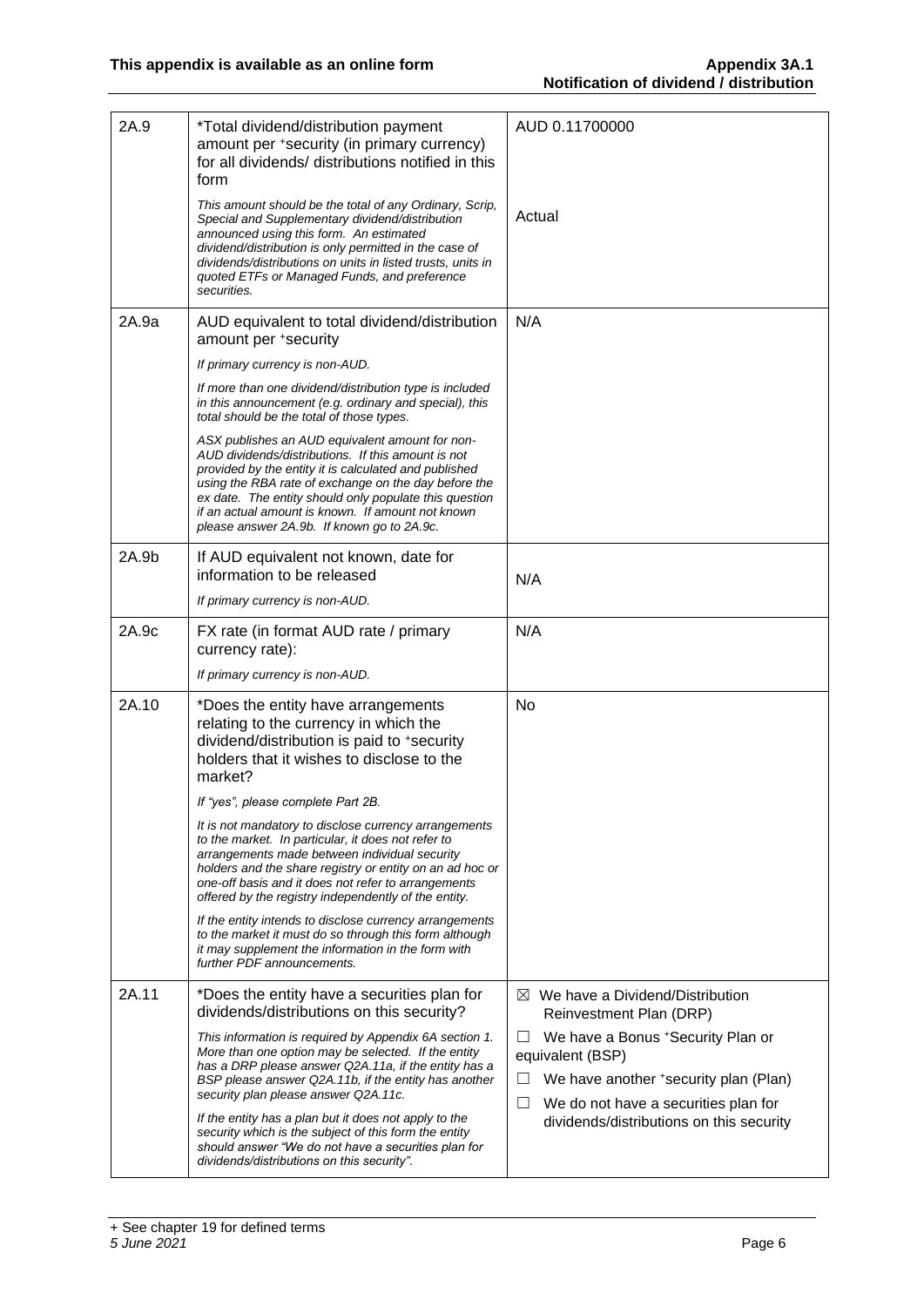| | | |
|---|---|---|
| 2A.9 | *Total dividend/distribution payment amount per +security (in primary currency) for all dividends/ distributions notified in this form<br><br>*This amount should be the total of any Ordinary, Scrip, Special and Supplementary dividend/distribution announced using this form. An estimated dividend/distribution is only permitted in the case of dividends/distributions on units in listed trusts, units in quoted ETFs or Managed Funds, and preference securities.* | AUD 0.11700000<br><br>Actual |
| 2A.9a | AUD equivalent to total dividend/distribution amount per +security<br><br>*If primary currency is non-AUD.*<br><br>*If more than one dividend/distribution type is included in this announcement (e.g. ordinary and special), this total should be the total of those types.*<br><br>*ASX publishes an AUD equivalent amount for non-AUD dividends/distributions. If this amount is not provided by the entity it is calculated and published using the RBA rate of exchange on the day before the ex date. The entity should only populate this question if an actual amount is known. If amount not known please answer 2A.9b. If known go to 2A.9c.* | N/A |
| 2A.9b | If AUD equivalent not known, date for information to be released<br><br>*If primary currency is non-AUD.* | N/A |
| 2A.9c | FX rate (in format AUD rate / primary currency rate):<br><br>*If primary currency is non-AUD.* | N/A |
| 2A.10 | *Does the entity have arrangements relating to the currency in which the dividend/distribution is paid to +security holders that it wishes to disclose to the market?<br><br>*If "yes", please complete Part 2B.*<br><br>*It is not mandatory to disclose currency arrangements to the market. In particular, it does not refer to arrangements made between individual security holders and the share registry or entity on an ad hoc or one-off basis and it does not refer to arrangements offered by the registry independently of the entity.*<br><br>*If the entity intends to disclose currency arrangements to the market it must do so through this form although it may supplement the information in the form with further PDF announcements.* | No |
| 2A.11 | *Does the entity have a securities plan for dividends/distributions on this security?<br><br>*This information is required by Appendix 6A section 1. More than one option may be selected. If the entity has a DRP please answer Q2A.11a, if the entity has a BSP please answer Q2A.11b, if the entity has another security plan please answer Q2A.11c.*<br><br>*If the entity has a plan but it does not apply to the security which is the subject of this form the entity should answer "We do not have a securities plan for dividends/distributions on this security".* | ☒ We have a Dividend/Distribution Reinvestment Plan (DRP)<br><br>☐ We have a Bonus +Security Plan or equivalent (BSP)<br><br>☐ We have another +security plan (Plan)<br><br>☐ We do not have a securities plan for dividends/distributions on this security |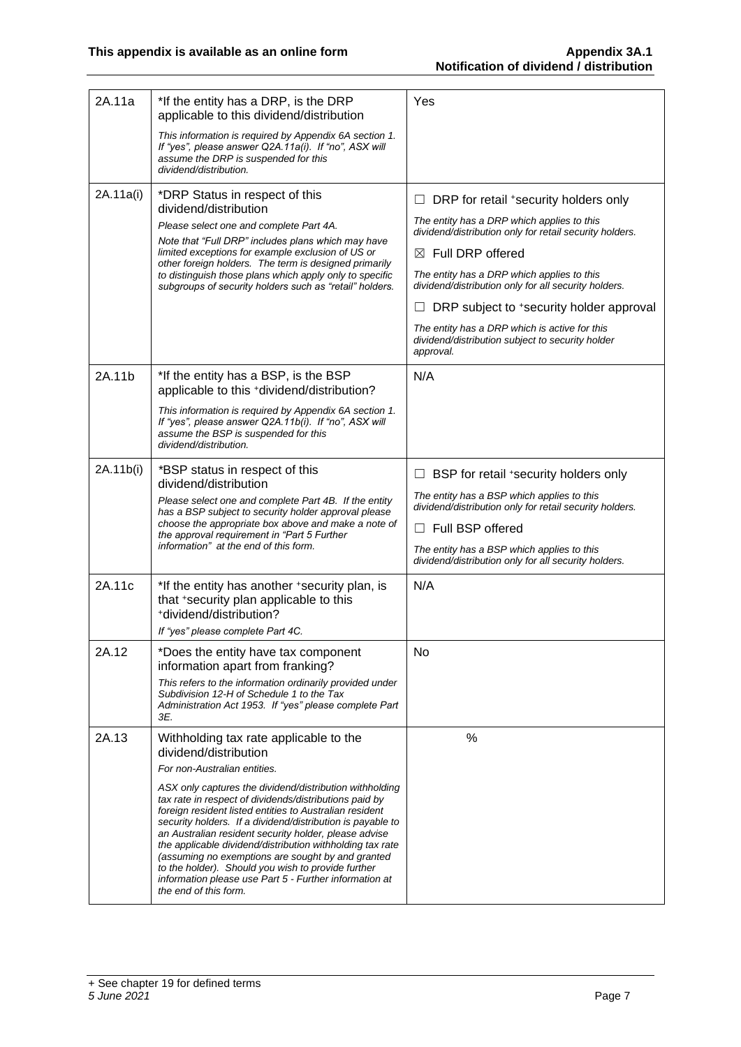| | | |
|---|---|---|
| 2A.11a | \*If the entity has a DRP, is the DRP applicable to this dividend/distribution<br><br>*This information is required by Appendix 6A section 1. If "yes", please answer Q2A.11a(i). If "no", ASX will assume the DRP is suspended for this dividend/distribution.* | Yes |
| 2A.11a(i) | \*DRP Status in respect of this dividend/distribution<br><br>*Please select one and complete Part 4A.*<br><br>*Note that "Full DRP" includes plans which may have limited exceptions for example exclusion of US or other foreign holders. The term is designed primarily to distinguish those plans which apply only to specific subgroups of security holders such as "retail" holders.* | ☐ DRP for retail +security holders only<br><br>*The entity has a DRP which applies to this dividend/distribution only for retail security holders.*<br><br>☒ Full DRP offered<br><br>*The entity has a DRP which applies to this dividend/distribution only for all security holders.*<br><br>☐ DRP subject to +security holder approval<br><br>*The entity has a DRP which is active for this dividend/distribution subject to security holder approval.* |
| 2A.11b | \*If the entity has a BSP, is the BSP applicable to this +dividend/distribution?<br><br>*This information is required by Appendix 6A section 1. If "yes", please answer Q2A.11b(i). If "no", ASX will assume the BSP is suspended for this dividend/distribution.* | N/A |
| 2A.11b(i) | \*BSP status in respect of this dividend/distribution<br><br>*Please select one and complete Part 4B. If the entity has a BSP subject to security holder approval please choose the appropriate box above and make a note of the approval requirement in "Part 5 Further information" at the end of this form.* | ☐ BSP for retail +security holders only<br><br>*The entity has a BSP which applies to this dividend/distribution only for retail security holders.*<br><br>☐ Full BSP offered<br><br>*The entity has a BSP which applies to this dividend/distribution only for all security holders.* |
| 2A.11c | \*If the entity has another +security plan, is that +security plan applicable to this +dividend/distribution?<br><br>*If "yes" please complete Part 4C.* | N/A |
| 2A.12 | \*Does the entity have tax component information apart from franking?<br><br>*This refers to the information ordinarily provided under Subdivision 12-H of Schedule 1 to the Tax Administration Act 1953. If "yes" please complete Part 3E.* | No |
| 2A.13 | Withholding tax rate applicable to the dividend/distribution<br><br>*For non-Australian entities.*<br><br>*ASX only captures the dividend/distribution withholding tax rate in respect of dividends/distributions paid by foreign resident listed entities to Australian resident security holders. If a dividend/distribution is payable to an Australian resident security holder, please advise the applicable dividend/distribution withholding tax rate (assuming no exemptions are sought by and granted to the holder). Should you wish to provide further information please use Part 5 - Further information at the end of this form.* | % |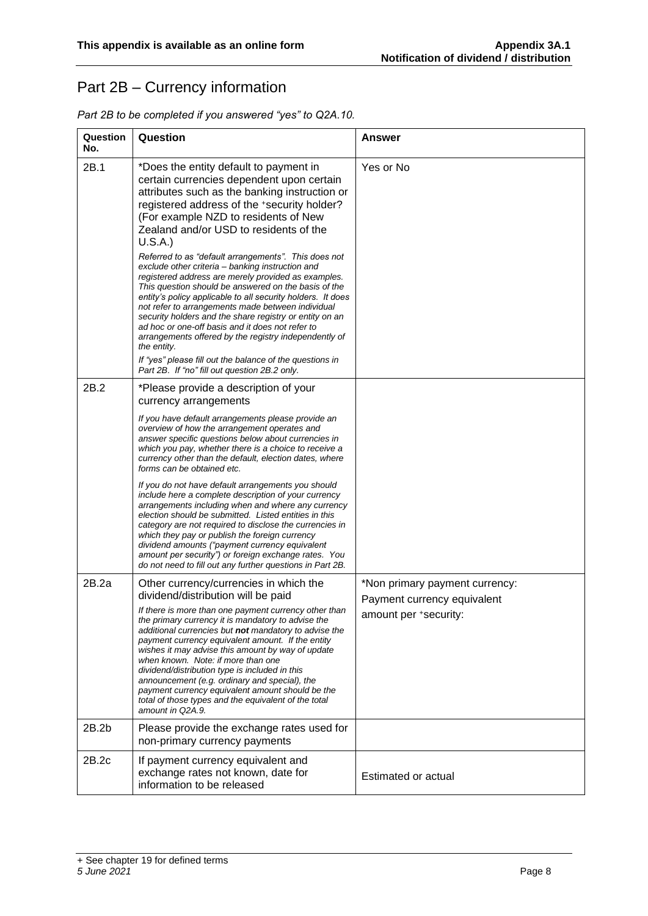# Part 2B – Currency information

*Part 2B to be completed if you answered "yes" to Q2A.10.*

| Question No. | Question | Answer |
|---|---|---|
| 2B.1 | *Does the entity default to payment in certain currencies dependent upon certain attributes such as the banking instruction or registered address of the +security holder? (For example NZD to residents of New Zealand and/or USD to residents of the U.S.A.)<br><br>*Referred to as "default arrangements". This does not exclude other criteria – banking instruction and registered address are merely provided as examples. This question should be answered on the basis of the entity's policy applicable to all security holders. It does not refer to arrangements made between individual security holders and the share registry or entity on an ad hoc or one-off basis and it does not refer to arrangements offered by the registry independently of the entity.*<br><br>*If "yes" please fill out the balance of the questions in Part 2B. If "no" fill out question 2B.2 only.* | Yes or No |
| 2B.2 | *Please provide a description of your currency arrangements<br><br>*If you have default arrangements please provide an overview of how the arrangement operates and answer specific questions below about currencies in which you pay, whether there is a choice to receive a currency other than the default, election dates, where forms can be obtained etc.*<br><br>*If you do not have default arrangements you should include here a complete description of your currency arrangements including when and where any currency election should be submitted. Listed entities in this category are not required to disclose the currencies in which they pay or publish the foreign currency dividend amounts ("payment currency equivalent amount per security") or foreign exchange rates. You do not need to fill out any further questions in Part 2B.* | |
| 2B.2a | Other currency/currencies in which the dividend/distribution will be paid<br><br>*If there is more than one payment currency other than the primary currency it is mandatory to advise the additional currencies but **not** mandatory to advise the payment currency equivalent amount. If the entity wishes it may advise this amount by way of update when known. Note: if more than one dividend/distribution type is included in this announcement (e.g. ordinary and special), the payment currency equivalent amount should be the total of those types and the equivalent of the total amount in Q2A.9.* | *Non primary payment currency:<br>Payment currency equivalent amount per +security: |
| 2B.2b | Please provide the exchange rates used for non-primary currency payments | |
| 2B.2c | If payment currency equivalent and exchange rates not known, date for information to be released | Estimated or actual |

+ See chapter 19 for defined terms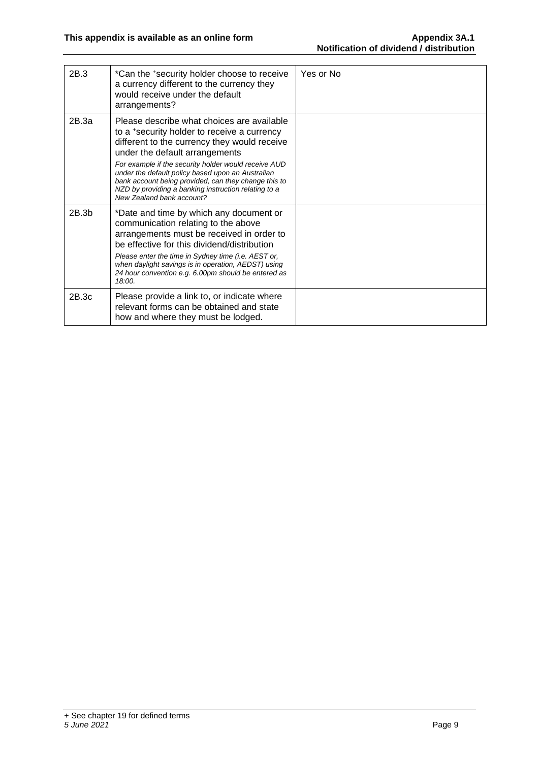| | | |
|---|---|---|
| 2B.3 | *Can the +security holder choose to receive a currency different to the currency they would receive under the default arrangements? | Yes or No |
| 2B.3a | Please describe what choices are available to a +security holder to receive a currency different to the currency they would receive under the default arrangements<br>*For example if the security holder would receive AUD under the default policy based upon an Australian bank account being provided, can they change this to NZD by providing a banking instruction relating to a New Zealand bank account?* | |
| 2B.3b | *Date and time by which any document or communication relating to the above arrangements must be received in order to be effective for this dividend/distribution<br>*Please enter the time in Sydney time (i.e. AEST or, when daylight savings is in operation, AEDST) using 24 hour convention e.g. 6.00pm should be entered as 18:00.* | |
| 2B.3c | Please provide a link to, or indicate where relevant forms can be obtained and state how and where they must be lodged. | |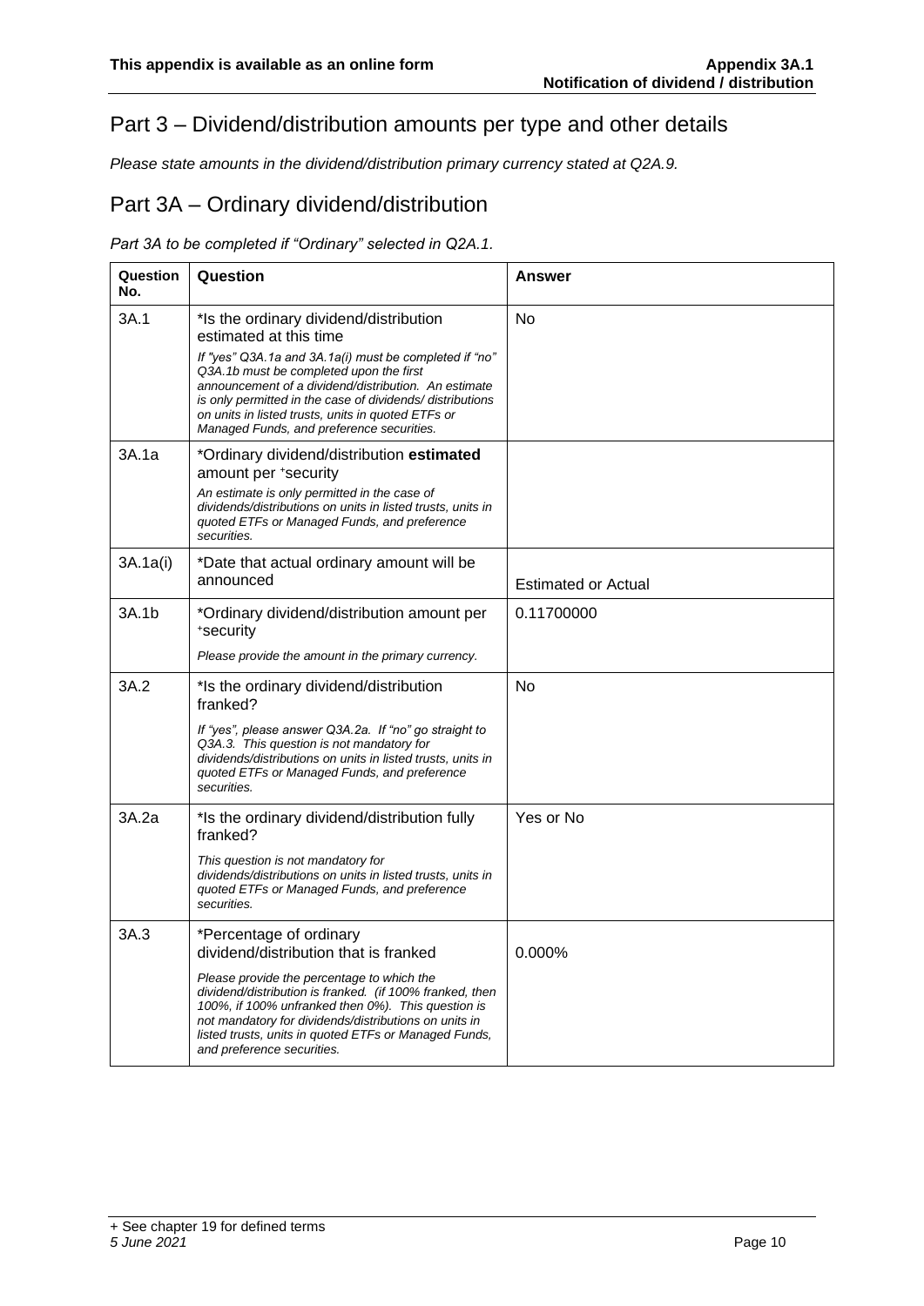# Part 3 – Dividend/distribution amounts per type and other details

*Please state amounts in the dividend/distribution primary currency stated at Q2A.9.*

## Part 3A – Ordinary dividend/distribution

*Part 3A to be completed if "Ordinary" selected in Q2A.1.*

| Question No. | Question | Answer |
|---|---|---|
| 3A.1 | *Is the ordinary dividend/distribution estimated at this time<br>*If "yes" Q3A.1a and 3A.1a(i) must be completed if "no" Q3A.1b must be completed upon the first announcement of a dividend/distribution. An estimate is only permitted in the case of dividends/ distributions on units in listed trusts, units in quoted ETFs or Managed Funds, and preference securities.* | No |
| 3A.1a | *Ordinary dividend/distribution **estimated** amount per +security<br>*An estimate is only permitted in the case of dividends/distributions on units in listed trusts, units in quoted ETFs or Managed Funds, and preference securities.* | |
| 3A.1a(i) | *Date that actual ordinary amount will be announced | Estimated or Actual |
| 3A.1b | *Ordinary dividend/distribution amount per +security<br>*Please provide the amount in the primary currency.* | 0.11700000 |
| 3A.2 | *Is the ordinary dividend/distribution franked?<br>*If "yes", please answer Q3A.2a. If "no" go straight to Q3A.3. This question is not mandatory for dividends/distributions on units in listed trusts, units in quoted ETFs or Managed Funds, and preference securities.* | No |
| 3A.2a | *Is the ordinary dividend/distribution fully franked?<br>*This question is not mandatory for dividends/distributions on units in listed trusts, units in quoted ETFs or Managed Funds, and preference securities.* | Yes or No |
| 3A.3 | *Percentage of ordinary dividend/distribution that is franked<br>*Please provide the percentage to which the dividend/distribution is franked. (if 100% franked, then 100%, if 100% unfranked then 0%). This question is not mandatory for dividends/distributions on units in listed trusts, units in quoted ETFs or Managed Funds, and preference securities.* | 0.000% |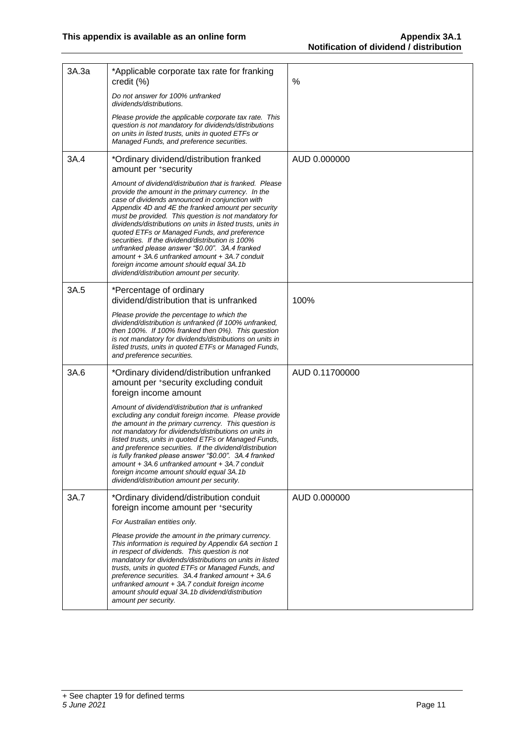| | | |
|---|---|---|
| 3A.3a | *Applicable corporate tax rate for franking credit (%)<br><br>*Do not answer for 100% unfranked dividends/distributions.*<br><br>*Please provide the applicable corporate tax rate. This question is not mandatory for dividends/distributions on units in listed trusts, units in quoted ETFs or Managed Funds, and preference securities.* | % |
| 3A.4 | *Ordinary dividend/distribution franked amount per +security<br><br>*Amount of dividend/distribution that is franked. Please provide the amount in the primary currency. In the case of dividends announced in conjunction with Appendix 4D and 4E the franked amount per security must be provided. This question is not mandatory for dividends/distributions on units in listed trusts, units in quoted ETFs or Managed Funds, and preference securities. If the dividend/distribution is 100% unfranked please answer "$0.00". 3A.4 franked amount + 3A.6 unfranked amount + 3A.7 conduit foreign income amount should equal 3A.1b dividend/distribution amount per security.* | AUD 0.000000 |
| 3A.5 | *Percentage of ordinary dividend/distribution that is unfranked<br><br>*Please provide the percentage to which the dividend/distribution is unfranked (if 100% unfranked, then 100%. If 100% franked then 0%). This question is not mandatory for dividends/distributions on units in listed trusts, units in quoted ETFs or Managed Funds, and preference securities.* | 100% |
| 3A.6 | *Ordinary dividend/distribution unfranked amount per +security excluding conduit foreign income amount<br><br>*Amount of dividend/distribution that is unfranked excluding any conduit foreign income. Please provide the amount in the primary currency. This question is not mandatory for dividends/distributions on units in listed trusts, units in quoted ETFs or Managed Funds, and preference securities. If the dividend/distribution is fully franked please answer "$0.00". 3A.4 franked amount + 3A.6 unfranked amount + 3A.7 conduit foreign income amount should equal 3A.1b dividend/distribution amount per security.* | AUD 0.11700000 |
| 3A.7 | *Ordinary dividend/distribution conduit foreign income amount per +security<br><br>*For Australian entities only.*<br><br>*Please provide the amount in the primary currency. This information is required by Appendix 6A section 1 in respect of dividends. This question is not mandatory for dividends/distributions on units in listed trusts, units in quoted ETFs or Managed Funds, and preference securities. 3A.4 franked amount + 3A.6 unfranked amount + 3A.7 conduit foreign income amount should equal 3A.1b dividend/distribution amount per security.* | AUD 0.000000 |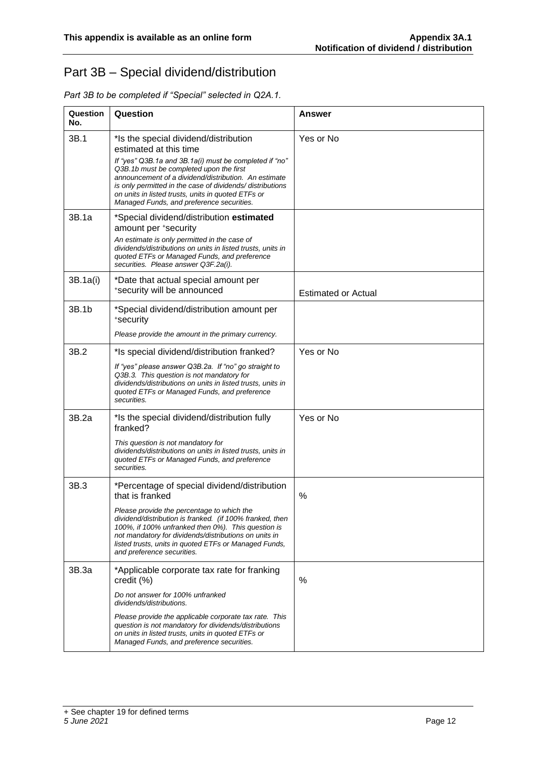# Part 3B – Special dividend/distribution

*Part 3B to be completed if "Special" selected in Q2A.1.*

| Question No. | Question | Answer |
|---|---|---|
| 3B.1 | *Is the special dividend/distribution estimated at this time<br><br>*If "yes" Q3B.1a and 3B.1a(i) must be completed if "no" Q3B.1b must be completed upon the first announcement of a dividend/distribution. An estimate is only permitted in the case of dividends/ distributions on units in listed trusts, units in quoted ETFs or Managed Funds, and preference securities.* | Yes or No |
| 3B.1a | *Special dividend/distribution **estimated** amount per +security<br><br>*An estimate is only permitted in the case of dividends/distributions on units in listed trusts, units in quoted ETFs or Managed Funds, and preference securities. Please answer Q3F.2a(i).* | |
| 3B.1a(i) | *Date that actual special amount per +security will be announced | Estimated or Actual |
| 3B.1b | *Special dividend/distribution amount per +security<br><br>*Please provide the amount in the primary currency.* | |
| 3B.2 | *Is special dividend/distribution franked?<br><br>*If "yes" please answer Q3B.2a. If "no" go straight to Q3B.3. This question is not mandatory for dividends/distributions on units in listed trusts, units in quoted ETFs or Managed Funds, and preference securities.* | Yes or No |
| 3B.2a | *Is the special dividend/distribution fully franked?<br><br>*This question is not mandatory for dividends/distributions on units in listed trusts, units in quoted ETFs or Managed Funds, and preference securities.* | Yes or No |
| 3B.3 | *Percentage of special dividend/distribution that is franked<br><br>*Please provide the percentage to which the dividend/distribution is franked. (if 100% franked, then 100%, if 100% unfranked then 0%). This question is not mandatory for dividends/distributions on units in listed trusts, units in quoted ETFs or Managed Funds, and preference securities.* | % |
| 3B.3a | *Applicable corporate tax rate for franking credit (%)<br><br>*Do not answer for 100% unfranked dividends/distributions.*<br><br>*Please provide the applicable corporate tax rate. This question is not mandatory for dividends/distributions on units in listed trusts, units in quoted ETFs or Managed Funds, and preference securities.* | % |

+ See chapter 19 for defined terms

*5 June 2021*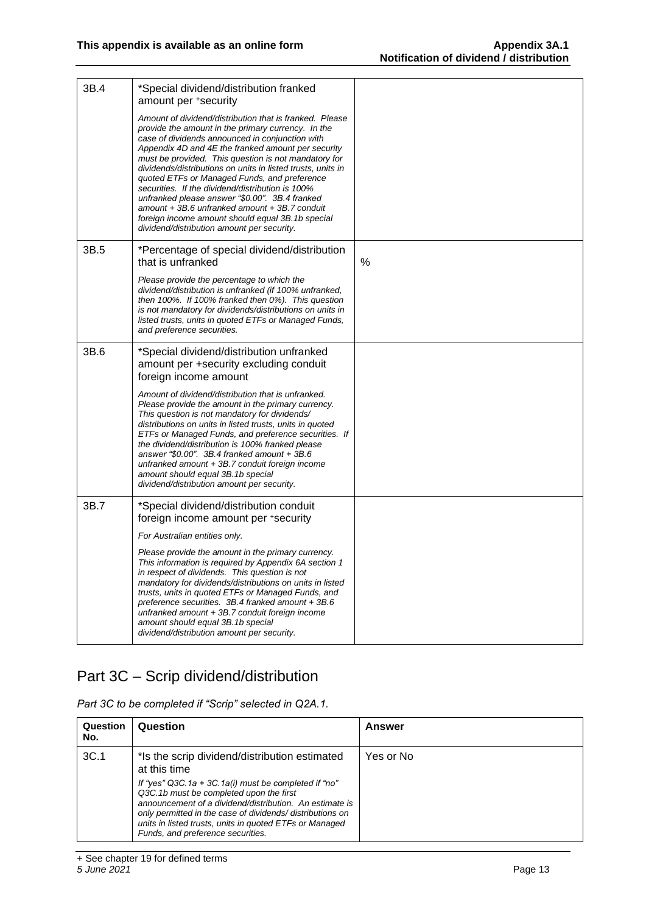| 3B.4 | *Special dividend/distribution franked amount per +security<br><br>*Amount of dividend/distribution that is franked. Please provide the amount in the primary currency. In the case of dividends announced in conjunction with Appendix 4D and 4E the franked amount per security must be provided. This question is not mandatory for dividends/distributions on units in listed trusts, units in quoted ETFs or Managed Funds, and preference securities. If the dividend/distribution is 100% unfranked please answer "$0.00". 3B.4 franked amount + 3B.6 unfranked amount + 3B.7 conduit foreign income amount should equal 3B.1b special dividend/distribution amount per security.* | |
|---|---|---|
| 3B.5 | *Percentage of special dividend/distribution that is unfranked<br><br>*Please provide the percentage to which the dividend/distribution is unfranked (if 100% unfranked, then 100%. If 100% franked then 0%). This question is not mandatory for dividends/distributions on units in listed trusts, units in quoted ETFs or Managed Funds, and preference securities.* | % |
| 3B.6 | *Special dividend/distribution unfranked amount per +security excluding conduit foreign income amount<br><br>*Amount of dividend/distribution that is unfranked. Please provide the amount in the primary currency. This question is not mandatory for dividends/ distributions on units in listed trusts, units in quoted ETFs or Managed Funds, and preference securities. If the dividend/distribution is 100% franked please answer "$0.00". 3B.4 franked amount + 3B.6 unfranked amount + 3B.7 conduit foreign income amount should equal 3B.1b special dividend/distribution amount per security.* | |
| 3B.7 | *Special dividend/distribution conduit foreign income amount per +security<br><br>*For Australian entities only.<br><br>Please provide the amount in the primary currency. This information is required by Appendix 6A section 1 in respect of dividends. This question is not mandatory for dividends/distributions on units in listed trusts, units in quoted ETFs or Managed Funds, and preference securities. 3B.4 franked amount + 3B.6 unfranked amount + 3B.7 conduit foreign income amount should equal 3B.1b special dividend/distribution amount per security.* | |

## Part 3C – Scrip dividend/distribution

*Part 3C to be completed if "Scrip" selected in Q2A.1.*

| Question No. | Question | Answer |
|---|---|---|
| 3C.1 | *Is the scrip dividend/distribution estimated at this time<br><br>*If "yes" Q3C.1a + 3C.1a(i) must be completed if "no" Q3C.1b must be completed upon the first announcement of a dividend/distribution. An estimate is only permitted in the case of dividends/ distributions on units in listed trusts, units in quoted ETFs or Managed Funds, and preference securities.* | Yes or No |

+ See chapter 19 for defined terms
*5 June 2021*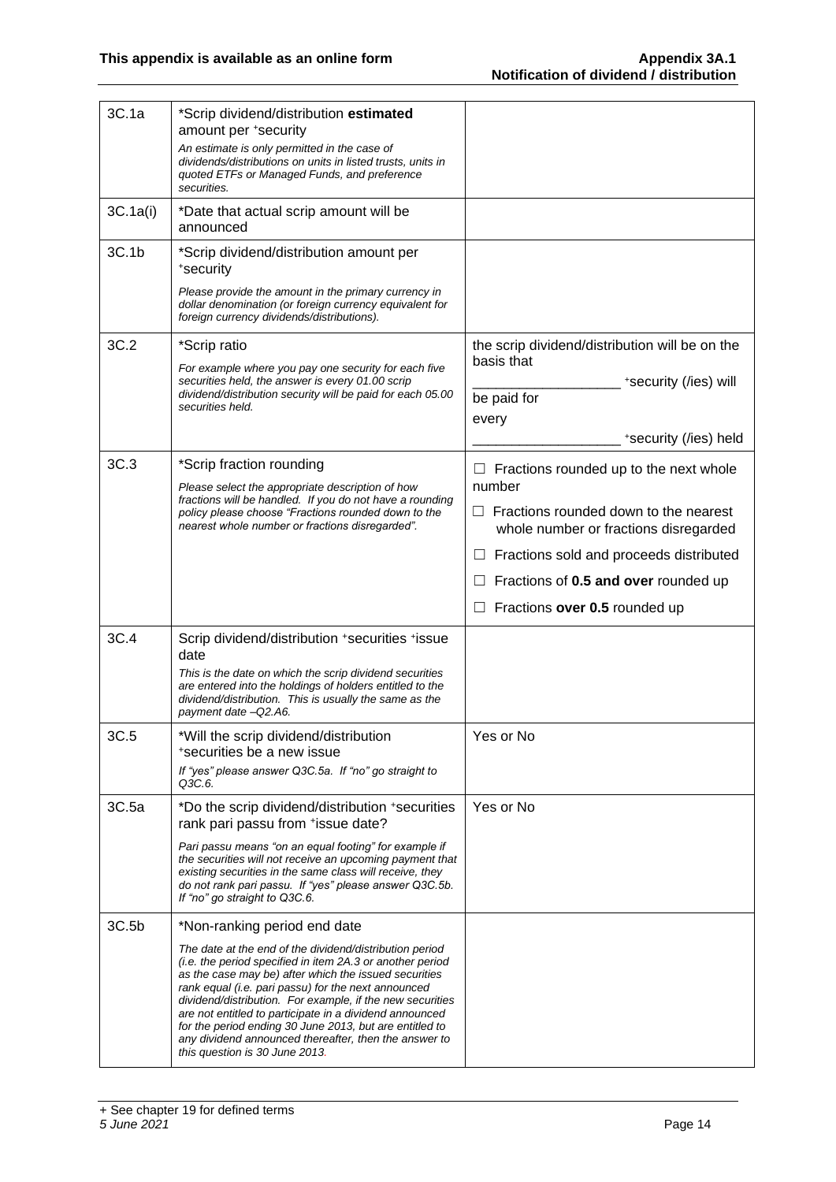| | | |
|---|---|---|
| 3C.1a | *Scrip dividend/distribution **estimated** amount per +security<br>*An estimate is only permitted in the case of dividends/distributions on units in listed trusts, units in quoted ETFs or Managed Funds, and preference securities.* | |
| 3C.1a(i) | *Date that actual scrip amount will be announced | |
| 3C.1b | *Scrip dividend/distribution amount per +security<br>*Please provide the amount in the primary currency in dollar denomination (or foreign currency equivalent for foreign currency dividends/distributions).* | |
| 3C.2 | *Scrip ratio<br>*For example where you pay one security for each five securities held, the answer is every 01.00 scrip dividend/distribution security will be paid for each 05.00 securities held.* | the scrip dividend/distribution will be on the basis that<br>__________________ +security (/ies) will be paid for<br>every<br>__________________ +security (/ies) held |
| 3C.3 | *Scrip fraction rounding<br>*Please select the appropriate description of how fractions will be handled. If you do not have a rounding policy please choose "Fractions rounded down to the nearest whole number or fractions disregarded".* | ☐ Fractions rounded up to the next whole number<br>☐ Fractions rounded down to the nearest whole number or fractions disregarded<br>☐ Fractions sold and proceeds distributed<br>☐ Fractions of **0.5 and over** rounded up<br>☐ Fractions **over 0.5** rounded up |
| 3C.4 | Scrip dividend/distribution +securities +issue date<br>*This is the date on which the scrip dividend securities are entered into the holdings of holders entitled to the dividend/distribution. This is usually the same as the payment date –Q2.A6.* | |
| 3C.5 | *Will the scrip dividend/distribution +securities be a new issue<br>*If "yes" please answer Q3C.5a. If "no" go straight to Q3C.6.* | Yes or No |
| 3C.5a | *Do the scrip dividend/distribution +securities rank pari passu from +issue date?<br>*Pari passu means "on an equal footing" for example if the securities will not receive an upcoming payment that existing securities in the same class will receive, they do not rank pari passu. If "yes" please answer Q3C.5b. If "no" go straight to Q3C.6.* | Yes or No |
| 3C.5b | *Non-ranking period end date<br>*The date at the end of the dividend/distribution period (i.e. the period specified in item 2A.3 or another period as the case may be) after which the issued securities rank equal (i.e. pari passu) for the next announced dividend/distribution. For example, if the new securities are not entitled to participate in a dividend announced for the period ending 30 June 2013, but are entitled to any dividend announced thereafter, then the answer to this question is 30 June 2013.* | |

+ See chapter 19 for defined terms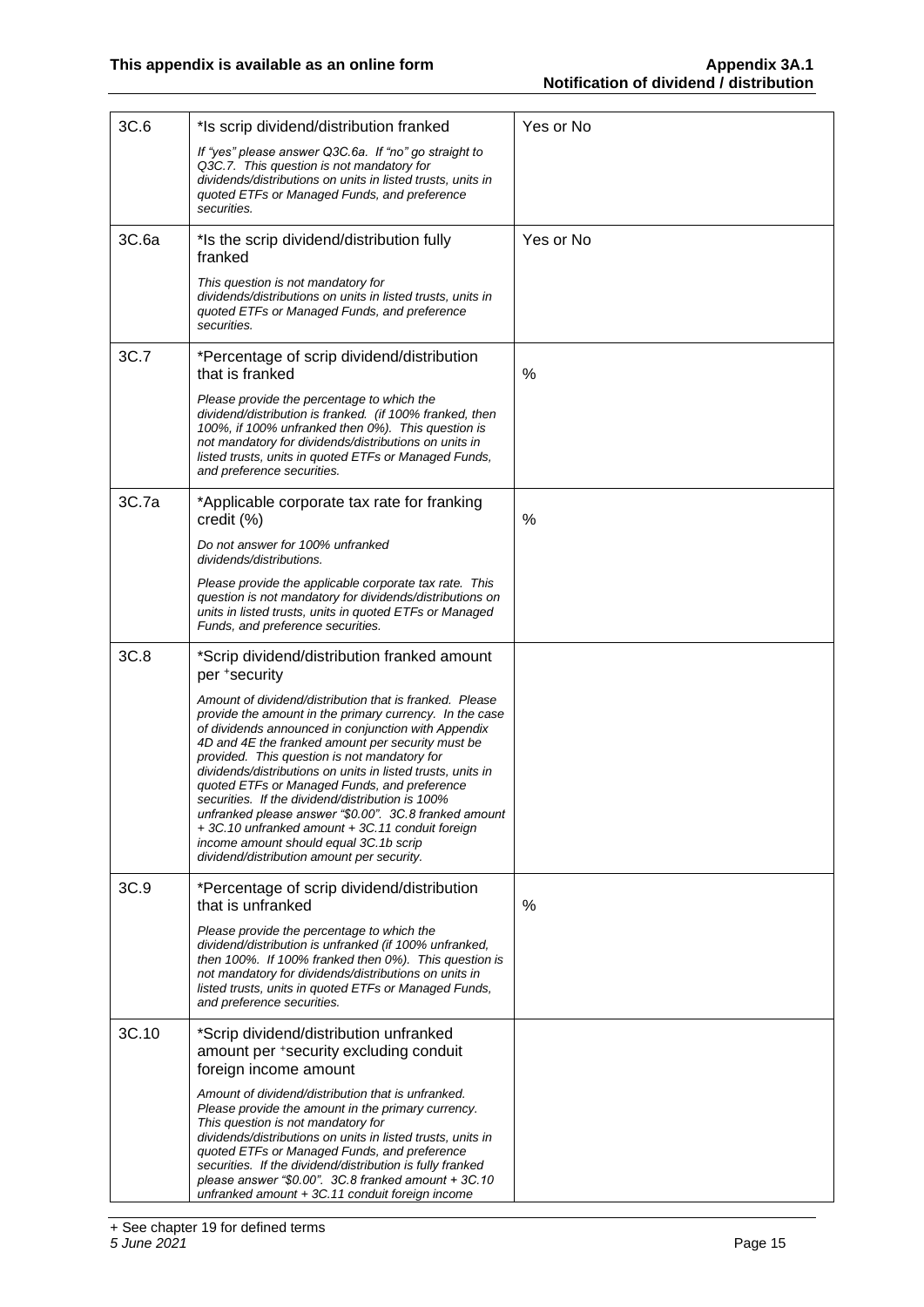| | | |
|---|---|---|
| 3C.6 | *Is scrip dividend/distribution franked<br><br>*If "yes" please answer Q3C.6a. If "no" go straight to Q3C.7. This question is not mandatory for dividends/distributions on units in listed trusts, units in quoted ETFs or Managed Funds, and preference securities.* | Yes or No |
| 3C.6a | *Is the scrip dividend/distribution fully franked<br><br>*This question is not mandatory for dividends/distributions on units in listed trusts, units in quoted ETFs or Managed Funds, and preference securities.* | Yes or No |
| 3C.7 | *Percentage of scrip dividend/distribution that is franked<br><br>*Please provide the percentage to which the dividend/distribution is franked. (if 100% franked, then 100%, if 100% unfranked then 0%). This question is not mandatory for dividends/distributions on units in listed trusts, units in quoted ETFs or Managed Funds, and preference securities.* | % |
| 3C.7a | *Applicable corporate tax rate for franking credit (%)<br><br>*Do not answer for 100% unfranked dividends/distributions.*<br><br>*Please provide the applicable corporate tax rate. This question is not mandatory for dividends/distributions on units in listed trusts, units in quoted ETFs or Managed Funds, and preference securities.* | % |
| 3C.8 | *Scrip dividend/distribution franked amount per +security<br><br>*Amount of dividend/distribution that is franked. Please provide the amount in the primary currency. In the case of dividends announced in conjunction with Appendix 4D and 4E the franked amount per security must be provided. This question is not mandatory for dividends/distributions on units in listed trusts, units in quoted ETFs or Managed Funds, and preference securities. If the dividend/distribution is 100% unfranked please answer "$0.00". 3C.8 franked amount + 3C.10 unfranked amount + 3C.11 conduit foreign income amount should equal 3C.1b scrip dividend/distribution amount per security.* | |
| 3C.9 | *Percentage of scrip dividend/distribution that is unfranked<br><br>*Please provide the percentage to which the dividend/distribution is unfranked (if 100% unfranked, then 100%. If 100% franked then 0%). This question is not mandatory for dividends/distributions on units in listed trusts, units in quoted ETFs or Managed Funds, and preference securities.* | % |
| 3C.10 | *Scrip dividend/distribution unfranked amount per +security excluding conduit foreign income amount<br><br>*Amount of dividend/distribution that is unfranked. Please provide the amount in the primary currency. This question is not mandatory for dividends/distributions on units in listed trusts, units in quoted ETFs or Managed Funds, and preference securities. If the dividend/distribution is fully franked please answer "$0.00". 3C.8 franked amount + 3C.10 unfranked amount + 3C.11 conduit foreign income* | |

+ See chapter 19 for defined terms
*5 June 2021*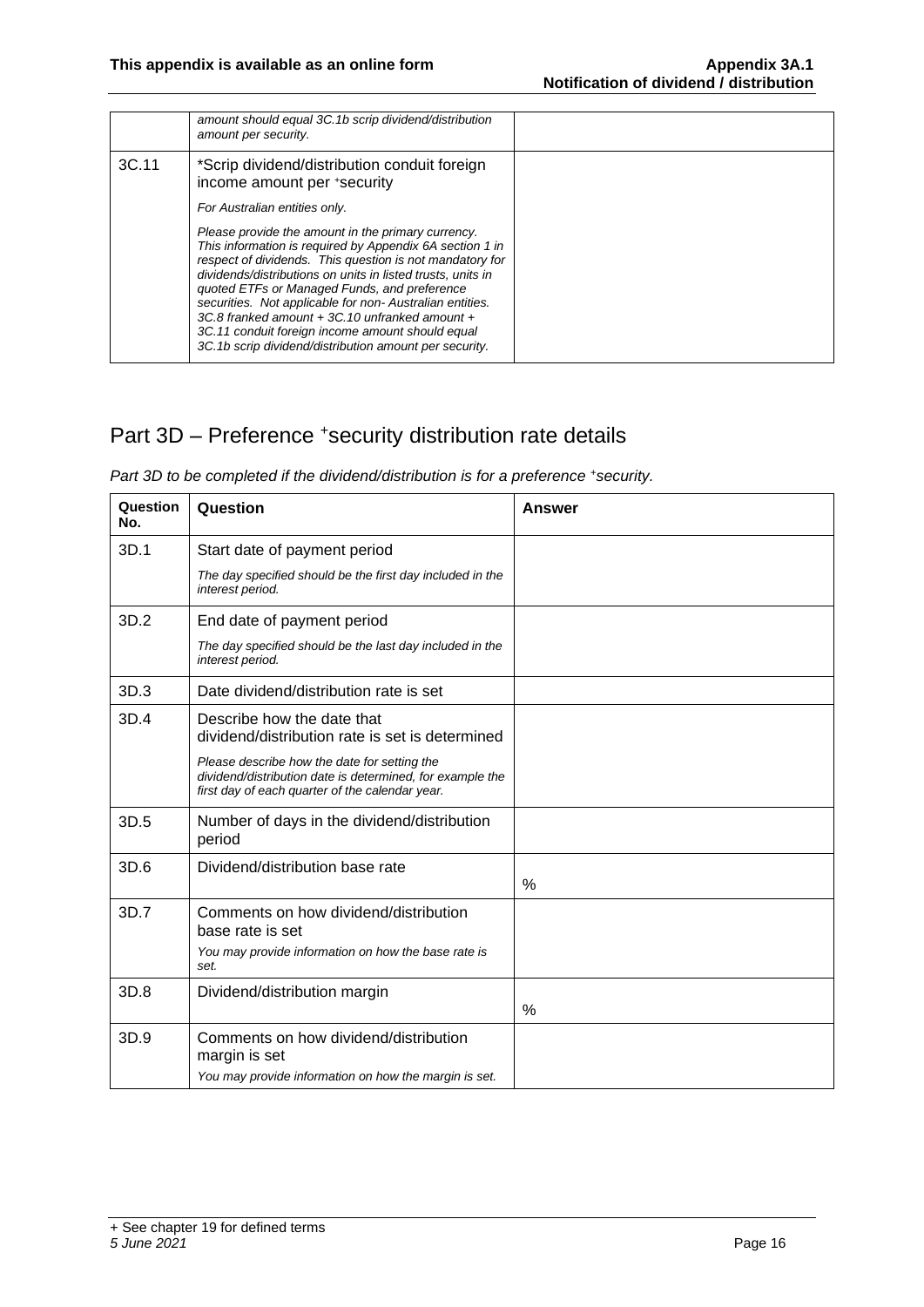|  | amount should equal 3C.1b scrip dividend/distribution amount per security. |  |
|---|---|---|
| 3C.11 | *Scrip dividend/distribution conduit foreign income amount per +security<br><br>*For Australian entities only.*<br><br>*Please provide the amount in the primary currency. This information is required by Appendix 6A section 1 in respect of dividends. This question is not mandatory for dividends/distributions on units in listed trusts, units in quoted ETFs or Managed Funds, and preference securities. Not applicable for non- Australian entities. 3C.8 franked amount + 3C.10 unfranked amount + 3C.11 conduit foreign income amount should equal 3C.1b scrip dividend/distribution amount per security.* |  |

## Part 3D – Preference +security distribution rate details

*Part 3D to be completed if the dividend/distribution is for a preference +security.*

| Question No. | Question | Answer |
|---|---|---|
| 3D.1 | Start date of payment period<br><br>*The day specified should be the first day included in the interest period.* |  |
| 3D.2 | End date of payment period<br><br>*The day specified should be the last day included in the interest period.* |  |
| 3D.3 | Date dividend/distribution rate is set |  |
| 3D.4 | Describe how the date that dividend/distribution rate is set is determined<br><br>*Please describe how the date for setting the dividend/distribution date is determined, for example the first day of each quarter of the calendar year.* |  |
| 3D.5 | Number of days in the dividend/distribution period |  |
| 3D.6 | Dividend/distribution base rate | % |
| 3D.7 | Comments on how dividend/distribution base rate is set<br><br>*You may provide information on how the base rate is set.* |  |
| 3D.8 | Dividend/distribution margin | % |
| 3D.9 | Comments on how dividend/distribution margin is set<br><br>*You may provide information on how the margin is set.* |  |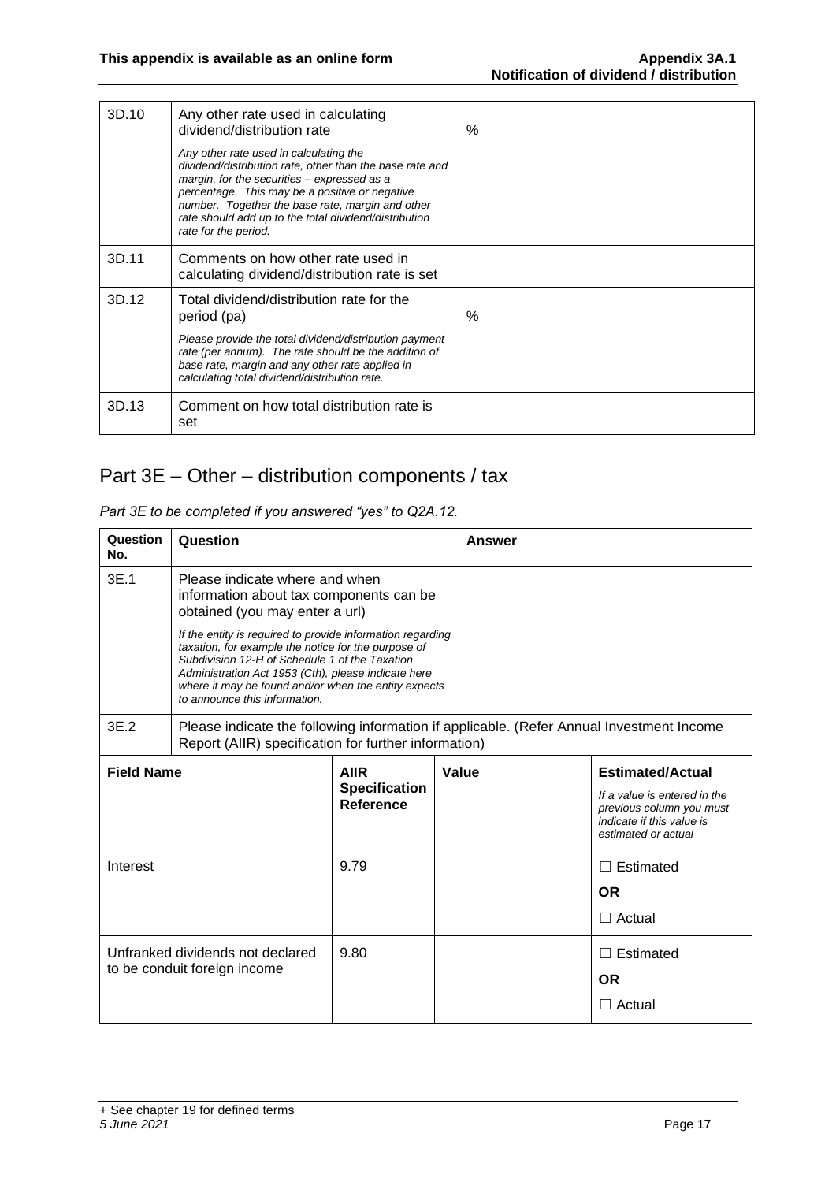| | | |
|---|---|---|
| 3D.10 | Any other rate used in calculating dividend/distribution rate<br><br>*Any other rate used in calculating the dividend/distribution rate, other than the base rate and margin, for the securities – expressed as a percentage. This may be a positive or negative number. Together the base rate, margin and other rate should add up to the total dividend/distribution rate for the period.* | % |
| 3D.11 | Comments on how other rate used in calculating dividend/distribution rate is set | |
| 3D.12 | Total dividend/distribution rate for the period (pa)<br><br>*Please provide the total dividend/distribution payment rate (per annum). The rate should be the addition of base rate, margin and any other rate applied in calculating total dividend/distribution rate.* | % |
| 3D.13 | Comment on how total distribution rate is set | |

# Part 3E – Other – distribution components / tax

*Part 3E to be completed if you answered "yes" to Q2A.12.*

| Question No. | Question | Answer |
|---|---|---|
| 3E.1 | Please indicate where and when information about tax components can be obtained (you may enter a url)<br><br>*If the entity is required to provide information regarding taxation, for example the notice for the purpose of Subdivision 12-H of Schedule 1 of the Taxation Administration Act 1953 (Cth), please indicate here where it may be found and/or when the entity expects to announce this information.* | |
| 3E.2 | Please indicate the following information if applicable. (Refer Annual Investment Income Report (AIIR) specification for further information) | |

| Field Name | AIIR Specification Reference | Value | Estimated/Actual<br><br>*If a value is entered in the previous column you must indicate if this value is estimated or actual* |
|---|---|---|---|
| Interest | 9.79 | | ☐ Estimated<br>**OR**<br>☐ Actual |
| Unfranked dividends not declared to be conduit foreign income | 9.80 | | ☐ Estimated<br>**OR**<br>☐ Actual |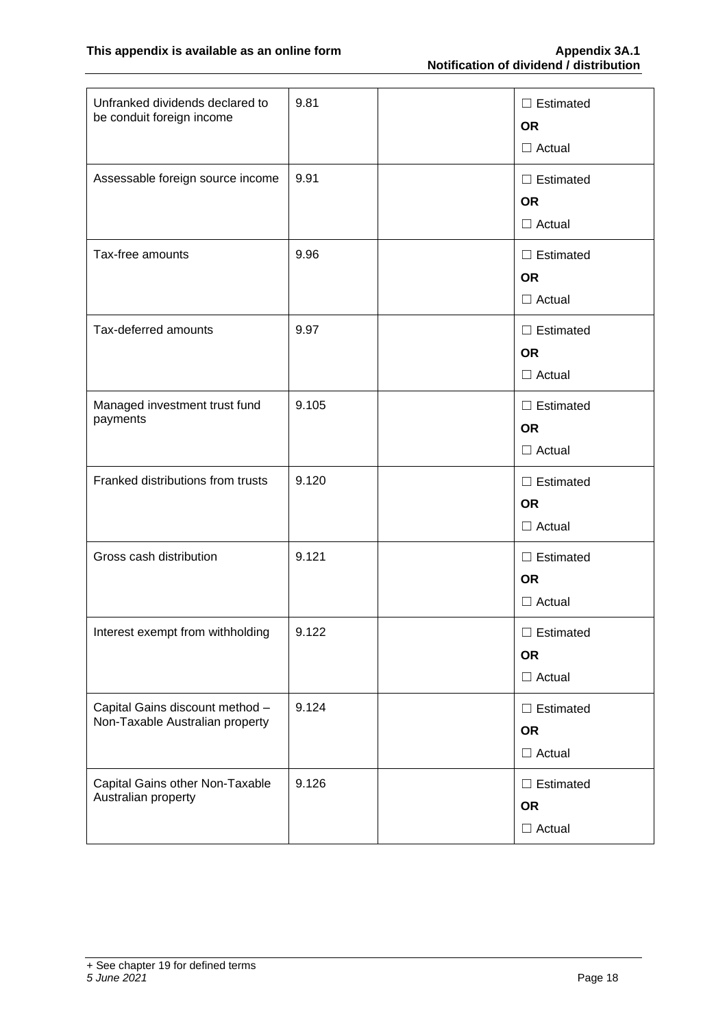| Unfranked dividends declared to be conduit foreign income | 9.81 | | ☐ Estimated **OR** ☐ Actual |
|---|---|---|---|
| Assessable foreign source income | 9.91 | | ☐ Estimated **OR** ☐ Actual |
| Tax-free amounts | 9.96 | | ☐ Estimated **OR** ☐ Actual |
| Tax-deferred amounts | 9.97 | | ☐ Estimated **OR** ☐ Actual |
| Managed investment trust fund payments | 9.105 | | ☐ Estimated **OR** ☐ Actual |
| Franked distributions from trusts | 9.120 | | ☐ Estimated **OR** ☐ Actual |
| Gross cash distribution | 9.121 | | ☐ Estimated **OR** ☐ Actual |
| Interest exempt from withholding | 9.122 | | ☐ Estimated **OR** ☐ Actual |
| Capital Gains discount method – Non-Taxable Australian property | 9.124 | | ☐ Estimated **OR** ☐ Actual |
| Capital Gains other Non-Taxable Australian property | 9.126 | | ☐ Estimated **OR** ☐ Actual |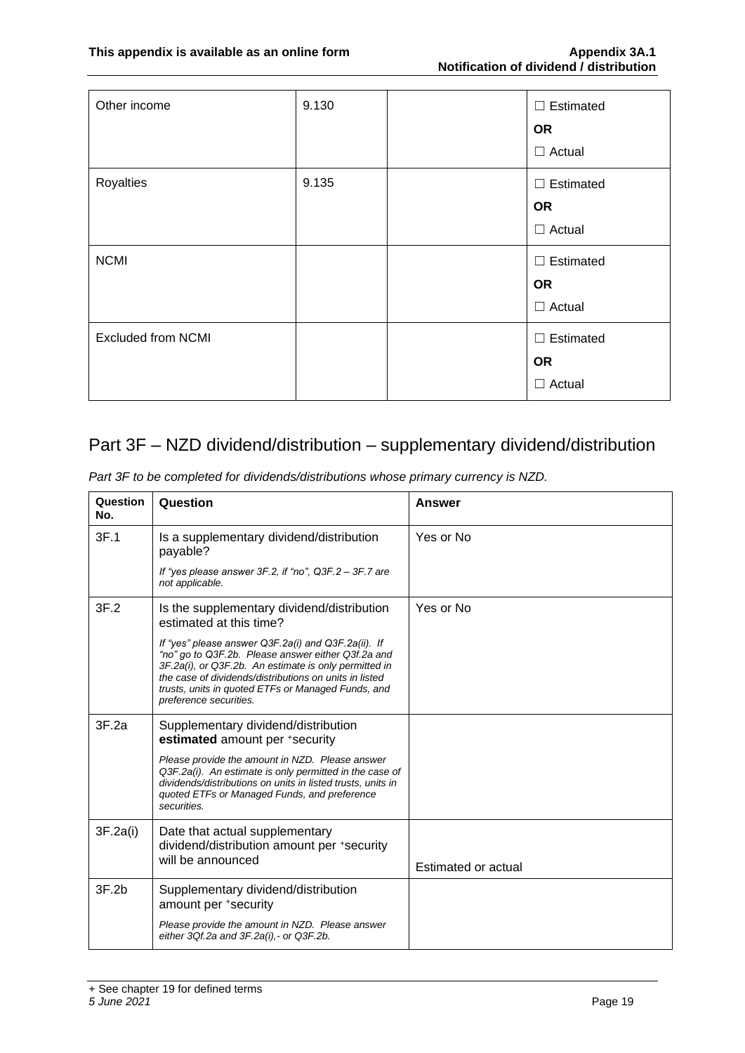| Other income | 9.130 | | ☐ Estimated<br>**OR**<br>☐ Actual |
|---|---|---|---|
| Royalties | 9.135 | | ☐ Estimated<br>**OR**<br>☐ Actual |
| NCMI | | | ☐ Estimated<br>**OR**<br>☐ Actual |
| Excluded from NCMI | | | ☐ Estimated<br>**OR**<br>☐ Actual |

## Part 3F – NZD dividend/distribution – supplementary dividend/distribution

*Part 3F to be completed for dividends/distributions whose primary currency is NZD.*

| Question No. | Question | Answer |
|---|---|---|
| 3F.1 | Is a supplementary dividend/distribution payable?<br>*If "yes please answer 3F.2, if "no", Q3F.2 – 3F.7 are not applicable.* | Yes or No |
| 3F.2 | Is the supplementary dividend/distribution estimated at this time?<br>*If "yes" please answer Q3F.2a(i) and Q3F.2a(ii). If "no" go to Q3F.2b. Please answer either Q3f.2a and 3F.2a(i), or Q3F.2b. An estimate is only permitted in the case of dividends/distributions on units in listed trusts, units in quoted ETFs or Managed Funds, and preference securities.* | Yes or No |
| 3F.2a | Supplementary dividend/distribution **estimated** amount per +security<br>*Please provide the amount in NZD. Please answer Q3F.2a(i). An estimate is only permitted in the case of dividends/distributions on units in listed trusts, units in quoted ETFs or Managed Funds, and preference securities.* | |
| 3F.2a(i) | Date that actual supplementary dividend/distribution amount per +security will be announced | Estimated or actual |
| 3F.2b | Supplementary dividend/distribution amount per +security<br>*Please provide the amount in NZD. Please answer either 3Qf.2a and 3F.2a(i),- or Q3F.2b.* | |

+ See chapter 19 for defined terms
*5 June 2021*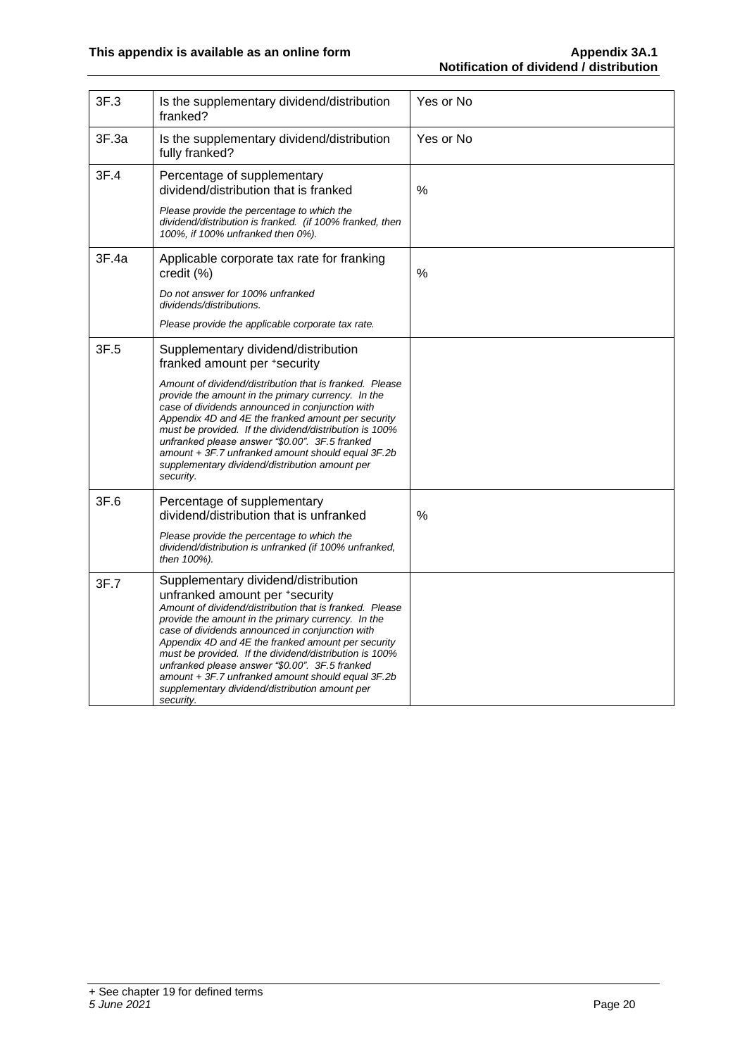| | | |
|---|---|---|
| 3F.3 | Is the supplementary dividend/distribution franked? | Yes or No |
| 3F.3a | Is the supplementary dividend/distribution fully franked? | Yes or No |
| 3F.4 | Percentage of supplementary dividend/distribution that is franked<br><br>*Please provide the percentage to which the dividend/distribution is franked. (if 100% franked, then 100%, if 100% unfranked then 0%).* | % |
| 3F.4a | Applicable corporate tax rate for franking credit (%)<br><br>*Do not answer for 100% unfranked dividends/distributions.*<br><br>*Please provide the applicable corporate tax rate.* | % |
| 3F.5 | Supplementary dividend/distribution franked amount per +security<br><br>*Amount of dividend/distribution that is franked. Please provide the amount in the primary currency. In the case of dividends announced in conjunction with Appendix 4D and 4E the franked amount per security must be provided. If the dividend/distribution is 100% unfranked please answer "$0.00". 3F.5 franked amount + 3F.7 unfranked amount should equal 3F.2b supplementary dividend/distribution amount per security.* | |
| 3F.6 | Percentage of supplementary dividend/distribution that is unfranked<br><br>*Please provide the percentage to which the dividend/distribution is unfranked (if 100% unfranked, then 100%).* | % |
| 3F.7 | Supplementary dividend/distribution unfranked amount per +security<br>*Amount of dividend/distribution that is franked. Please provide the amount in the primary currency. In the case of dividends announced in conjunction with Appendix 4D and 4E the franked amount per security must be provided. If the dividend/distribution is 100% unfranked please answer "$0.00". 3F.5 franked amount + 3F.7 unfranked amount should equal 3F.2b supplementary dividend/distribution amount per security.* | |

+ See chapter 19 for defined terms
*5 June 2021*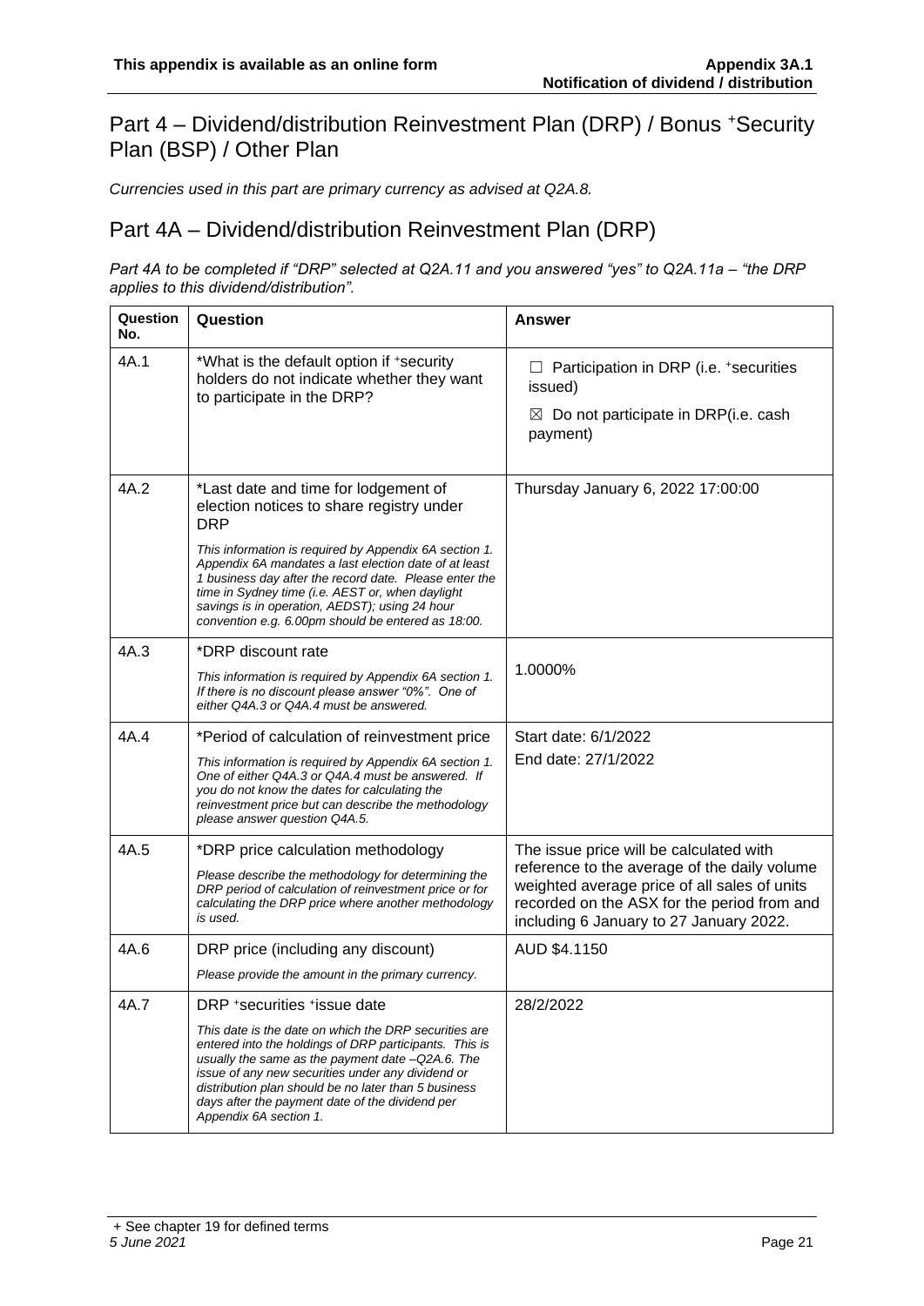# Part 4 – Dividend/distribution Reinvestment Plan (DRP) / Bonus +Security Plan (BSP) / Other Plan

*Currencies used in this part are primary currency as advised at Q2A.8.*

## Part 4A – Dividend/distribution Reinvestment Plan (DRP)

*Part 4A to be completed if "DRP" selected at Q2A.11 and you answered "yes" to Q2A.11a – "the DRP applies to this dividend/distribution".*

| Question No. | Question | Answer |
| --- | --- | --- |
| 4A.1 | *What is the default option if +security holders do not indicate whether they want to participate in the DRP? | ☐ Participation in DRP (i.e. +securities issued)<br>☒ Do not participate in DRP(i.e. cash payment) |
| 4A.2 | *Last date and time for lodgement of election notices to share registry under DRP<br>*This information is required by Appendix 6A section 1. Appendix 6A mandates a last election date of at least 1 business day after the record date. Please enter the time in Sydney time (i.e. AEST or, when daylight savings is in operation, AEDST); using 24 hour convention e.g. 6.00pm should be entered as 18:00.* | Thursday January 6, 2022 17:00:00 |
| 4A.3 | *DRP discount rate<br>*This information is required by Appendix 6A section 1. If there is no discount please answer "0%". One of either Q4A.3 or Q4A.4 must be answered.* | 1.0000% |
| 4A.4 | *Period of calculation of reinvestment price<br>*This information is required by Appendix 6A section 1. One of either Q4A.3 or Q4A.4 must be answered. If you do not know the dates for calculating the reinvestment price but can describe the methodology please answer question Q4A.5.* | Start date: 6/1/2022<br>End date: 27/1/2022 |
| 4A.5 | *DRP price calculation methodology<br>*Please describe the methodology for determining the DRP period of calculation of reinvestment price or for calculating the DRP price where another methodology is used.* | The issue price will be calculated with reference to the average of the daily volume weighted average price of all sales of units recorded on the ASX for the period from and including 6 January to 27 January 2022. |
| 4A.6 | DRP price (including any discount)<br>*Please provide the amount in the primary currency.* | AUD $4.1150 |
| 4A.7 | DRP +securities +issue date<br>*This date is the date on which the DRP securities are entered into the holdings of DRP participants. This is usually the same as the payment date –Q2A.6. The issue of any new securities under any dividend or distribution plan should be no later than 5 business days after the payment date of the dividend per Appendix 6A section 1.* | 28/2/2022 |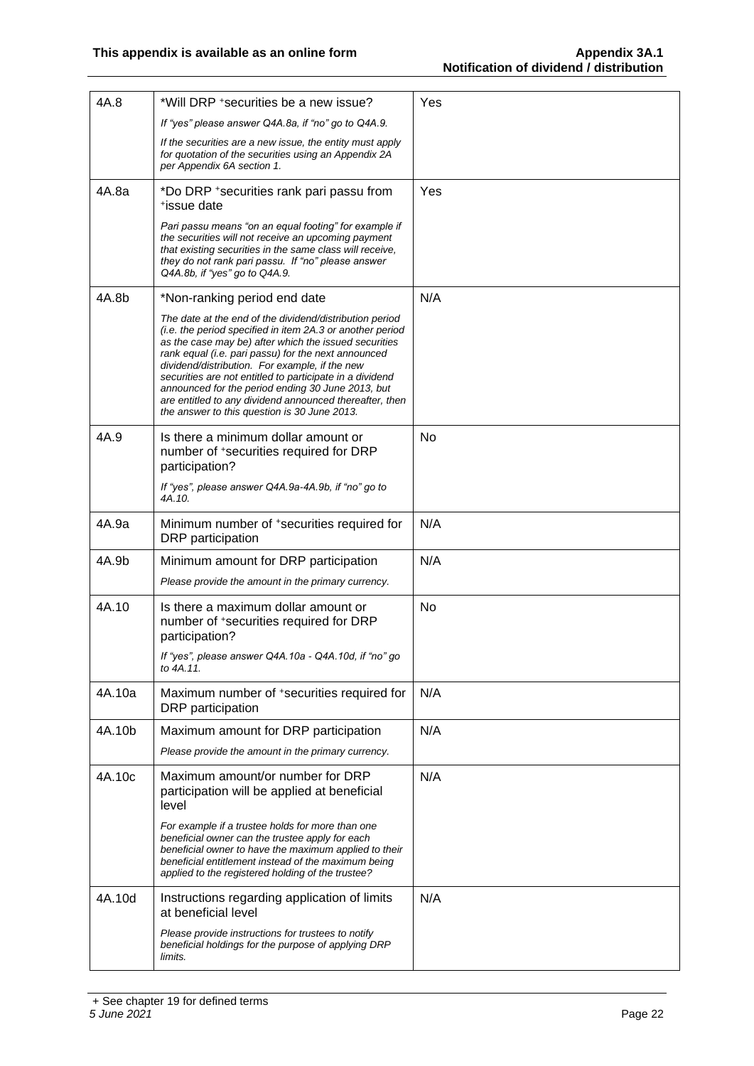| | | |
|---|---|---|
| 4A.8 | *Will DRP +securities be a new issue?<br>*If "yes" please answer Q4A.8a, if "no" go to Q4A.9.*<br>*If the securities are a new issue, the entity must apply for quotation of the securities using an Appendix 2A per Appendix 6A section 1.* | Yes |
| 4A.8a | *Do DRP +securities rank pari passu from +issue date<br>*Pari passu means "on an equal footing" for example if the securities will not receive an upcoming payment that existing securities in the same class will receive, they do not rank pari passu. If "no" please answer Q4A.8b, if "yes" go to Q4A.9.* | Yes |
| 4A.8b | *Non-ranking period end date<br>*The date at the end of the dividend/distribution period (i.e. the period specified in item 2A.3 or another period as the case may be) after which the issued securities rank equal (i.e. pari passu) for the next announced dividend/distribution. For example, if the new securities are not entitled to participate in a dividend announced for the period ending 30 June 2013, but are entitled to any dividend announced thereafter, then the answer to this question is 30 June 2013.* | N/A |
| 4A.9 | Is there a minimum dollar amount or number of +securities required for DRP participation?<br>*If "yes", please answer Q4A.9a-4A.9b, if "no" go to 4A.10.* | No |
| 4A.9a | Minimum number of +securities required for DRP participation | N/A |
| 4A.9b | Minimum amount for DRP participation<br>*Please provide the amount in the primary currency.* | N/A |
| 4A.10 | Is there a maximum dollar amount or number of +securities required for DRP participation?<br>*If "yes", please answer Q4A.10a - Q4A.10d, if "no" go to 4A.11.* | No |
| 4A.10a | Maximum number of +securities required for DRP participation | N/A |
| 4A.10b | Maximum amount for DRP participation<br>*Please provide the amount in the primary currency.* | N/A |
| 4A.10c | Maximum amount/or number for DRP participation will be applied at beneficial level<br>*For example if a trustee holds for more than one beneficial owner can the trustee apply for each beneficial owner to have the maximum applied to their beneficial entitlement instead of the maximum being applied to the registered holding of the trustee?* | N/A |
| 4A.10d | Instructions regarding application of limits at beneficial level<br>*Please provide instructions for trustees to notify beneficial holdings for the purpose of applying DRP limits.* | N/A |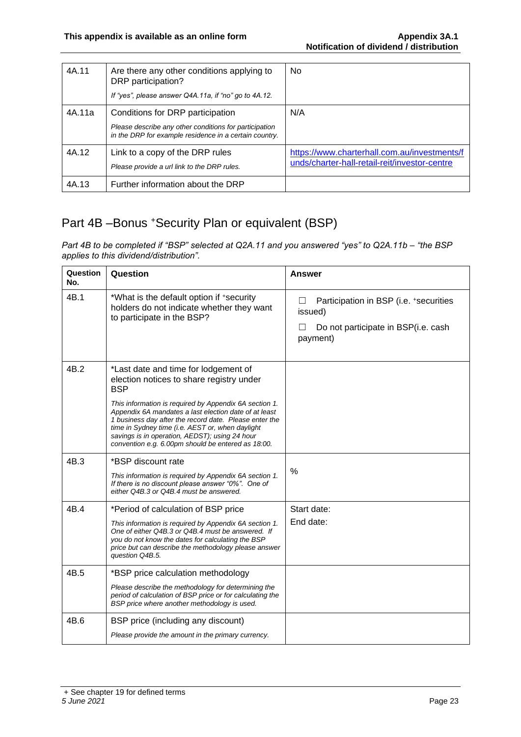| | | |
|---|---|---|
| 4A.11 | Are there any other conditions applying to DRP participation?<br>*If "yes", please answer Q4A.11a, if "no" go to 4A.12.* | No |
| 4A.11a | Conditions for DRP participation<br>*Please describe any other conditions for participation in the DRP for example residence in a certain country.* | N/A |
| 4A.12 | Link to a copy of the DRP rules<br>*Please provide a url link to the DRP rules.* | https://www.charterhall.com.au/investments/funds/charter-hall-retail-reit/investor-centre |
| 4A.13 | Further information about the DRP | |

## Part 4B –Bonus +Security Plan or equivalent (BSP)

*Part 4B to be completed if "BSP" selected at Q2A.11 and you answered "yes" to Q2A.11b – "the BSP applies to this dividend/distribution".*

| Question No. | Question | Answer |
|---|---|---|
| 4B.1 | *What is the default option if +security holders do not indicate whether they want to participate in the BSP? | ☐ Participation in BSP (i.e. +securities issued)<br>☐ Do not participate in BSP(i.e. cash payment) |
| 4B.2 | *Last date and time for lodgement of election notices to share registry under BSP<br>*This information is required by Appendix 6A section 1. Appendix 6A mandates a last election date of at least 1 business day after the record date. Please enter the time in Sydney time (i.e. AEST or, when daylight savings is in operation, AEDST); using 24 hour convention e.g. 6.00pm should be entered as 18:00.* | |
| 4B.3 | *BSP discount rate<br>*This information is required by Appendix 6A section 1. If there is no discount please answer "0%". One of either Q4B.3 or Q4B.4 must be answered.* | % |
| 4B.4 | *Period of calculation of BSP price<br>*This information is required by Appendix 6A section 1. One of either Q4B.3 or Q4B.4 must be answered. If you do not know the dates for calculating the BSP price but can describe the methodology please answer question Q4B.5.* | Start date:<br>End date: |
| 4B.5 | *BSP price calculation methodology<br>*Please describe the methodology for determining the period of calculation of BSP price or for calculating the BSP price where another methodology is used.* | |
| 4B.6 | BSP price (including any discount)<br>*Please provide the amount in the primary currency.* | |

+ See chapter 19 for defined terms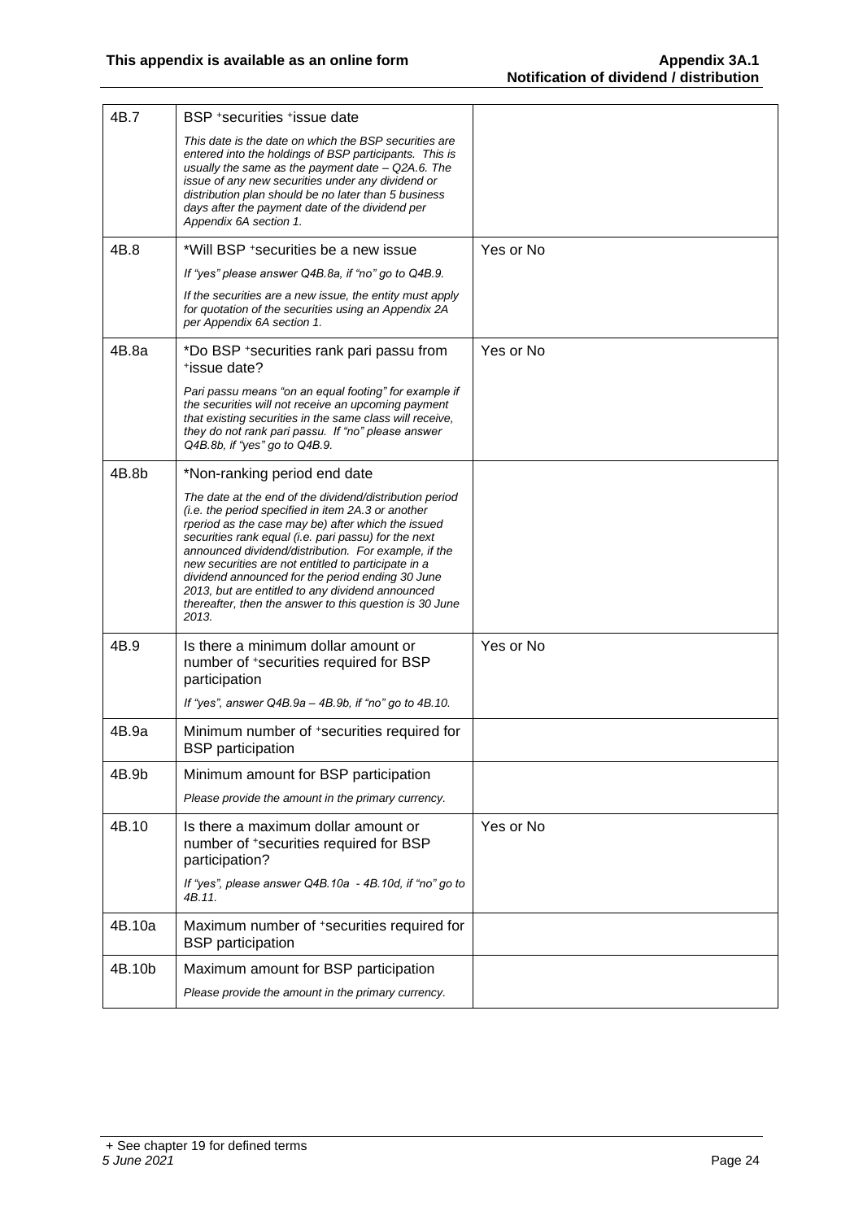| | | |
|---|---|---|
| 4B.7 | BSP +securities +issue date<br><br>*This date is the date on which the BSP securities are entered into the holdings of BSP participants. This is usually the same as the payment date – Q2A.6. The issue of any new securities under any dividend or distribution plan should be no later than 5 business days after the payment date of the dividend per Appendix 6A section 1.* | |
| 4B.8 | *Will BSP +securities be a new issue<br><br>*If "yes" please answer Q4B.8a, if "no" go to Q4B.9.*<br><br>*If the securities are a new issue, the entity must apply for quotation of the securities using an Appendix 2A per Appendix 6A section 1.* | Yes or No |
| 4B.8a | *Do BSP +securities rank pari passu from +issue date?<br><br>*Pari passu means "on an equal footing" for example if the securities will not receive an upcoming payment that existing securities in the same class will receive, they do not rank pari passu. If "no" please answer Q4B.8b, if "yes" go to Q4B.9.* | Yes or No |
| 4B.8b | *Non-ranking period end date<br><br>*The date at the end of the dividend/distribution period (i.e. the period specified in item 2A.3 or another rperiod as the case may be) after which the issued securities rank equal (i.e. pari passu) for the next announced dividend/distribution. For example, if the new securities are not entitled to participate in a dividend announced for the period ending 30 June 2013, but are entitled to any dividend announced thereafter, then the answer to this question is 30 June 2013.* | |
| 4B.9 | Is there a minimum dollar amount or number of +securities required for BSP participation<br><br>*If "yes", answer Q4B.9a – 4B.9b, if "no" go to 4B.10.* | Yes or No |
| 4B.9a | Minimum number of +securities required for BSP participation | |
| 4B.9b | Minimum amount for BSP participation<br><br>*Please provide the amount in the primary currency.* | |
| 4B.10 | Is there a maximum dollar amount or number of +securities required for BSP participation?<br><br>*If "yes", please answer Q4B.10a - 4B.10d, if "no" go to 4B.11.* | Yes or No |
| 4B.10a | Maximum number of +securities required for BSP participation | |
| 4B.10b | Maximum amount for BSP participation<br><br>*Please provide the amount in the primary currency.* | |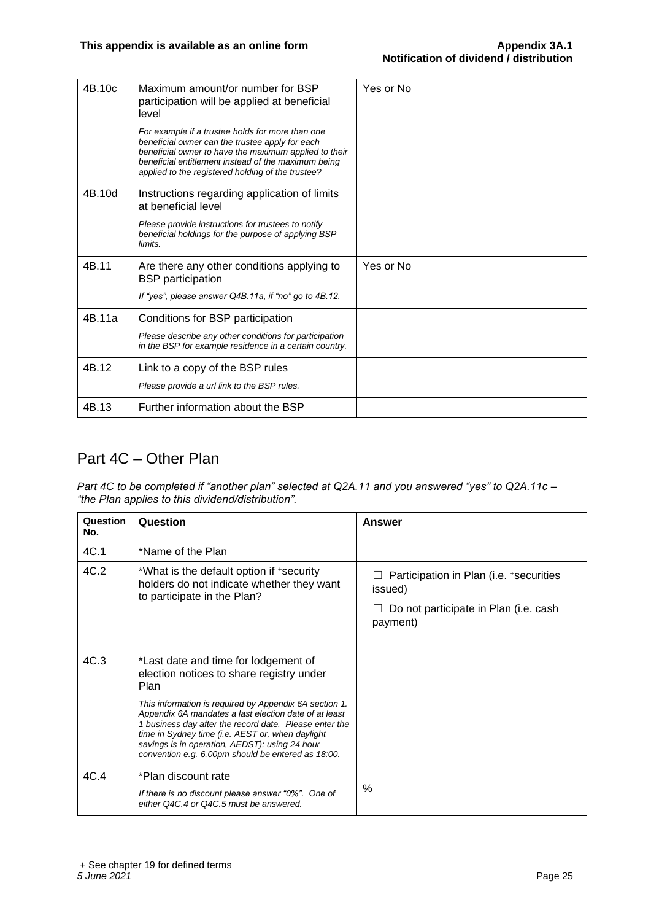| | | |
|---|---|---|
| 4B.10c | Maximum amount/or number for BSP participation will be applied at beneficial level<br><br>*For example if a trustee holds for more than one beneficial owner can the trustee apply for each beneficial owner to have the maximum applied to their beneficial entitlement instead of the maximum being applied to the registered holding of the trustee?* | Yes or No |
| 4B.10d | Instructions regarding application of limits at beneficial level<br><br>*Please provide instructions for trustees to notify beneficial holdings for the purpose of applying BSP limits.* | |
| 4B.11 | Are there any other conditions applying to BSP participation<br><br>*If "yes", please answer Q4B.11a, if "no" go to 4B.12.* | Yes or No |
| 4B.11a | Conditions for BSP participation<br><br>*Please describe any other conditions for participation in the BSP for example residence in a certain country.* | |
| 4B.12 | Link to a copy of the BSP rules<br><br>*Please provide a url link to the BSP rules.* | |
| 4B.13 | Further information about the BSP | |

## Part 4C – Other Plan

*Part 4C to be completed if "another plan" selected at Q2A.11 and you answered "yes" to Q2A.11c – "the Plan applies to this dividend/distribution".*

| Question No. | Question | Answer |
|---|---|---|
| 4C.1 | *Name of the Plan | |
| 4C.2 | *What is the default option if +security holders do not indicate whether they want to participate in the Plan? | ☐ Participation in Plan (i.e. +securities issued)<br><br>☐ Do not participate in Plan (i.e. cash payment) |
| 4C.3 | *Last date and time for lodgement of election notices to share registry under Plan<br><br>*This information is required by Appendix 6A section 1. Appendix 6A mandates a last election date of at least 1 business day after the record date. Please enter the time in Sydney time (i.e. AEST or, when daylight savings is in operation, AEDST); using 24 hour convention e.g. 6.00pm should be entered as 18:00.* | |
| 4C.4 | *Plan discount rate<br><br>*If there is no discount please answer "0%". One of either Q4C.4 or Q4C.5 must be answered.* | % |

+ See chapter 19 for defined terms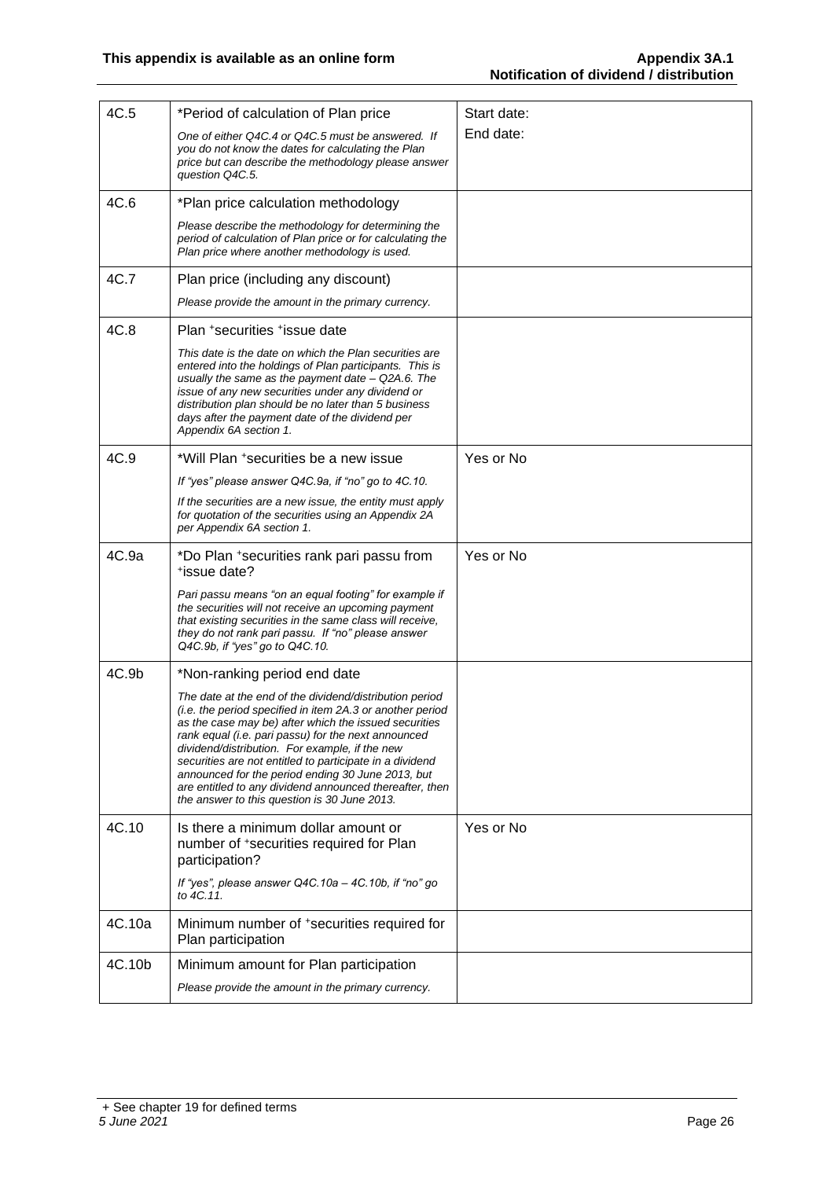| | | |
|---|---|---|
| 4C.5 | *Period of calculation of Plan price<br><br>*One of either Q4C.4 or Q4C.5 must be answered. If you do not know the dates for calculating the Plan price but can describe the methodology please answer question Q4C.5.* | Start date:<br>End date: |
| 4C.6 | *Plan price calculation methodology<br><br>*Please describe the methodology for determining the period of calculation of Plan price or for calculating the Plan price where another methodology is used.* | |
| 4C.7 | Plan price (including any discount)<br><br>*Please provide the amount in the primary currency.* | |
| 4C.8 | Plan +securities +issue date<br><br>*This date is the date on which the Plan securities are entered into the holdings of Plan participants. This is usually the same as the payment date – Q2A.6. The issue of any new securities under any dividend or distribution plan should be no later than 5 business days after the payment date of the dividend per Appendix 6A section 1.* | |
| 4C.9 | *Will Plan +securities be a new issue<br><br>*If "yes" please answer Q4C.9a, if "no" go to 4C.10.*<br><br>*If the securities are a new issue, the entity must apply for quotation of the securities using an Appendix 2A per Appendix 6A section 1.* | Yes or No |
| 4C.9a | *Do Plan +securities rank pari passu from +issue date?<br><br>*Pari passu means "on an equal footing" for example if the securities will not receive an upcoming payment that existing securities in the same class will receive, they do not rank pari passu. If "no" please answer Q4C.9b, if "yes" go to Q4C.10.* | Yes or No |
| 4C.9b | *Non-ranking period end date<br><br>*The date at the end of the dividend/distribution period (i.e. the period specified in item 2A.3 or another period as the case may be) after which the issued securities rank equal (i.e. pari passu) for the next announced dividend/distribution. For example, if the new securities are not entitled to participate in a dividend announced for the period ending 30 June 2013, but are entitled to any dividend announced thereafter, then the answer to this question is 30 June 2013.* | |
| 4C.10 | Is there a minimum dollar amount or number of +securities required for Plan participation?<br><br>*If "yes", please answer Q4C.10a – 4C.10b, if "no" go to 4C.11.* | Yes or No |
| 4C.10a | Minimum number of +securities required for Plan participation | |
| 4C.10b | Minimum amount for Plan participation<br><br>*Please provide the amount in the primary currency.* | |

+ See chapter 19 for defined terms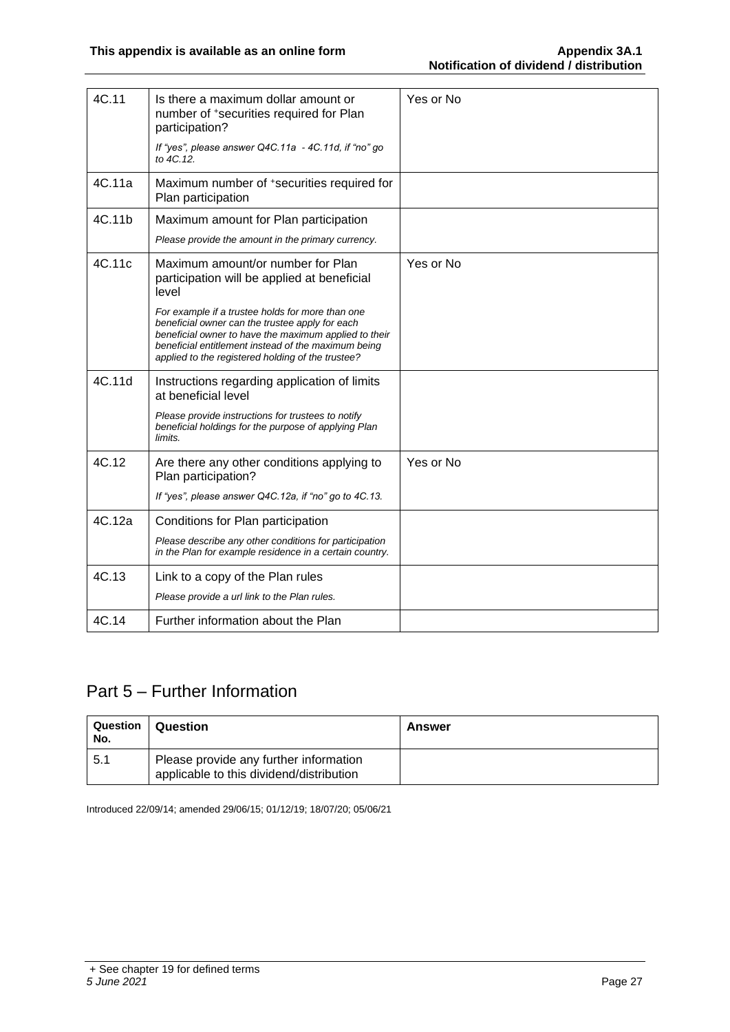| | | |
|---|---|---|
| 4C.11 | Is there a maximum dollar amount or number of +securities required for Plan participation?<br>*If "yes", please answer Q4C.11a - 4C.11d, if "no" go to 4C.12.* | Yes or No |
| 4C.11a | Maximum number of +securities required for Plan participation | |
| 4C.11b | Maximum amount for Plan participation<br>*Please provide the amount in the primary currency.* | |
| 4C.11c | Maximum amount/or number for Plan participation will be applied at beneficial level<br>*For example if a trustee holds for more than one beneficial owner can the trustee apply for each beneficial owner to have the maximum applied to their beneficial entitlement instead of the maximum being applied to the registered holding of the trustee?* | Yes or No |
| 4C.11d | Instructions regarding application of limits at beneficial level<br>*Please provide instructions for trustees to notify beneficial holdings for the purpose of applying Plan limits.* | |
| 4C.12 | Are there any other conditions applying to Plan participation?<br>*If "yes", please answer Q4C.12a, if "no" go to 4C.13.* | Yes or No |
| 4C.12a | Conditions for Plan participation<br>*Please describe any other conditions for participation in the Plan for example residence in a certain country.* | |
| 4C.13 | Link to a copy of the Plan rules<br>*Please provide a url link to the Plan rules.* | |
| 4C.14 | Further information about the Plan | |

## Part 5 – Further Information

| Question No. | Question | Answer |
|---|---|---|
| 5.1 | Please provide any further information applicable to this dividend/distribution | |

Introduced 22/09/14; amended 29/06/15; 01/12/19; 18/07/20; 05/06/21